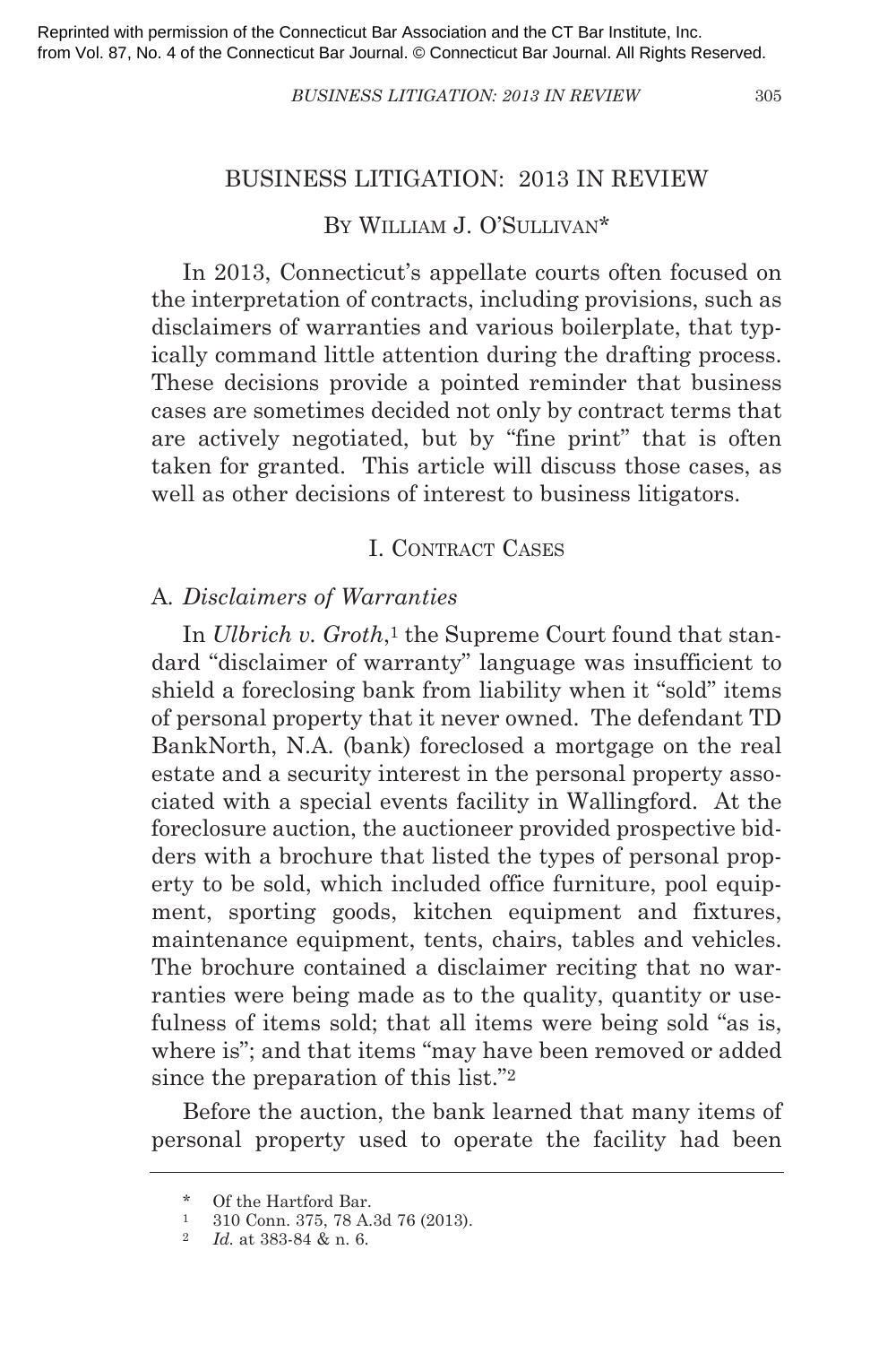Reprinted with permission of the Connecticut Bar Association and the CT Bar Institute, Inc. from Vol. 87, No. 4 of the Connecticut Bar Journal. © Connecticut Bar Journal. All Rights Reserved.

# BUSINESS LITIGATION: 2013 IN REVIEW

By William J. O'Sullivan*

In 2013, Connecticut's appellate courts often focused on the interpretation of contracts, including provisions, such as disclaimers of warranties and various boilerplate, that typically command little attention during the drafting process. These decisions provide a pointed reminder that business cases are sometimes decided not only by contract terms that are actively negotiated, but by "fine print" that is often taken for granted. This article will discuss those cases, as well as other decisions of interest to business litigators.

## I. Contract Cases

### A. *Disclaimers of Warranties*

In *Ulbrich v. Groth*,[1] the Supreme Court found that standard "disclaimer of warranty" language was insufficient to shield a foreclosing bank from liability when it "sold" items of personal property that it never owned. The defendant TD BankNorth, N.A. (bank) foreclosed a mortgage on the real estate and a security interest in the personal property associated with a special events facility in Wallingford. At the foreclosure auction, the auctioneer provided prospective bidders with a brochure that listed the types of personal property to be sold, which included office furniture, pool equipment, sporting goods, kitchen equipment and fixtures, maintenance equipment, tents, chairs, tables and vehicles. The brochure contained a disclaimer reciting that no warranties were being made as to the quality, quantity or usefulness of items sold; that all items were being sold "as is, where is"; and that items "may have been removed or added since the preparation of this list."[2]

Before the auction, the bank learned that many items of personal property used to operate the facility had been

---

\* Of the Hartford Bar.

[1] 310 Conn. 375, 78 A.3d 76 (2013).

[2] *Id.* at 383-84 & n. 6.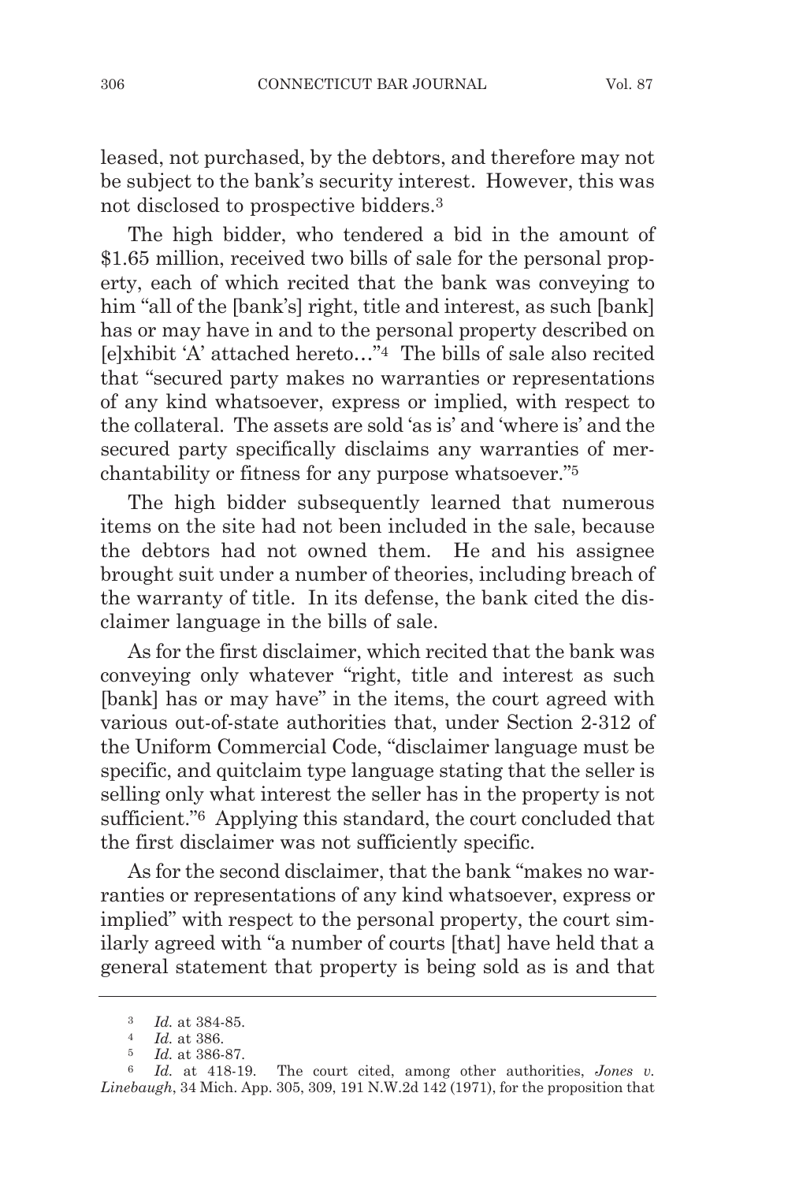leased, not purchased, by the debtors, and therefore may not be subject to the bank's security interest. However, this was not disclosed to prospective bidders.[3]

The high bidder, who tendered a bid in the amount of $1.65 million, received two bills of sale for the personal property, each of which recited that the bank was conveying to him "all of the [bank's] right, title and interest, as such [bank] has or may have in and to the personal property described on [e]xhibit 'A' attached hereto…"[4] The bills of sale also recited that "secured party makes no warranties or representations of any kind whatsoever, express or implied, with respect to the collateral. The assets are sold 'as is' and 'where is' and the secured party specifically disclaims any warranties of merchantability or fitness for any purpose whatsoever."[5]

The high bidder subsequently learned that numerous items on the site had not been included in the sale, because the debtors had not owned them. He and his assignee brought suit under a number of theories, including breach of the warranty of title. In its defense, the bank cited the disclaimer language in the bills of sale.

As for the first disclaimer, which recited that the bank was conveying only whatever "right, title and interest as such [bank] has or may have" in the items, the court agreed with various out-of-state authorities that, under Section 2-312 of the Uniform Commercial Code, "disclaimer language must be specific, and quitclaim type language stating that the seller is selling only what interest the seller has in the property is not sufficient."[6] Applying this standard, the court concluded that the first disclaimer was not sufficiently specific.

As for the second disclaimer, that the bank "makes no warranties or representations of any kind whatsoever, express or implied" with respect to the personal property, the court similarly agreed with "a number of courts [that] have held that a general statement that property is being sold as is and that

---

[3] *Id.* at 384-85.

[4] *Id.* at 386.

[5] *Id.* at 386-87.

[6] *Id.* at 418-19. The court cited, among other authorities, *Jones v. Linebaugh*, 34 Mich. App. 305, 309, 191 N.W.2d 142 (1971), for the proposition that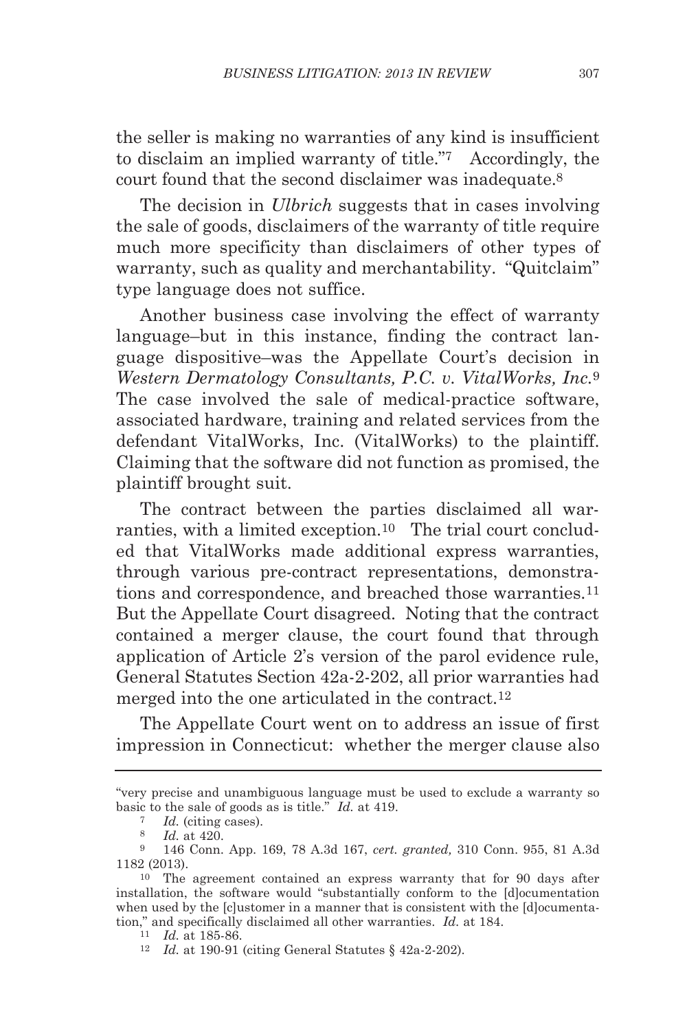the seller is making no warranties of any kind is insufficient to disclaim an implied warranty of title."[7] Accordingly, the court found that the second disclaimer was inadequate.[8]

The decision in *Ulbrich* suggests that in cases involving the sale of goods, disclaimers of the warranty of title require much more specificity than disclaimers of other types of warranty, such as quality and merchantability. "Quitclaim" type language does not suffice.

Another business case involving the effect of warranty language–but in this instance, finding the contract language dispositive–was the Appellate Court's decision in *Western Dermatology Consultants, P.C. v. VitalWorks, Inc.*[9] The case involved the sale of medical-practice software, associated hardware, training and related services from the defendant VitalWorks, Inc. (VitalWorks) to the plaintiff. Claiming that the software did not function as promised, the plaintiff brought suit.

The contract between the parties disclaimed all warranties, with a limited exception.[10] The trial court concluded that VitalWorks made additional express warranties, through various pre-contract representations, demonstrations and correspondence, and breached those warranties.[11] But the Appellate Court disagreed. Noting that the contract contained a merger clause, the court found that through application of Article 2's version of the parol evidence rule, General Statutes Section 42a-2-202, all prior warranties had merged into the one articulated in the contract.[12]

The Appellate Court went on to address an issue of first impression in Connecticut: whether the merger clause also

---

"very precise and unambiguous language must be used to exclude a warranty so basic to the sale of goods as is title." *Id.* at 419.

[7] *Id.* (citing cases).

[8] *Id.* at 420.

[9] 146 Conn. App. 169, 78 A.3d 167, *cert. granted,* 310 Conn. 955, 81 A.3d 1182 (2013).

[10] The agreement contained an express warranty that for 90 days after installation, the software would "substantially conform to the [d]ocumentation when used by the [c]ustomer in a manner that is consistent with the [d]ocumentation," and specifically disclaimed all other warranties. *Id.* at 184.

[11] *Id.* at 185-86.

[12] *Id.* at 190-91 (citing General Statutes § 42a-2-202).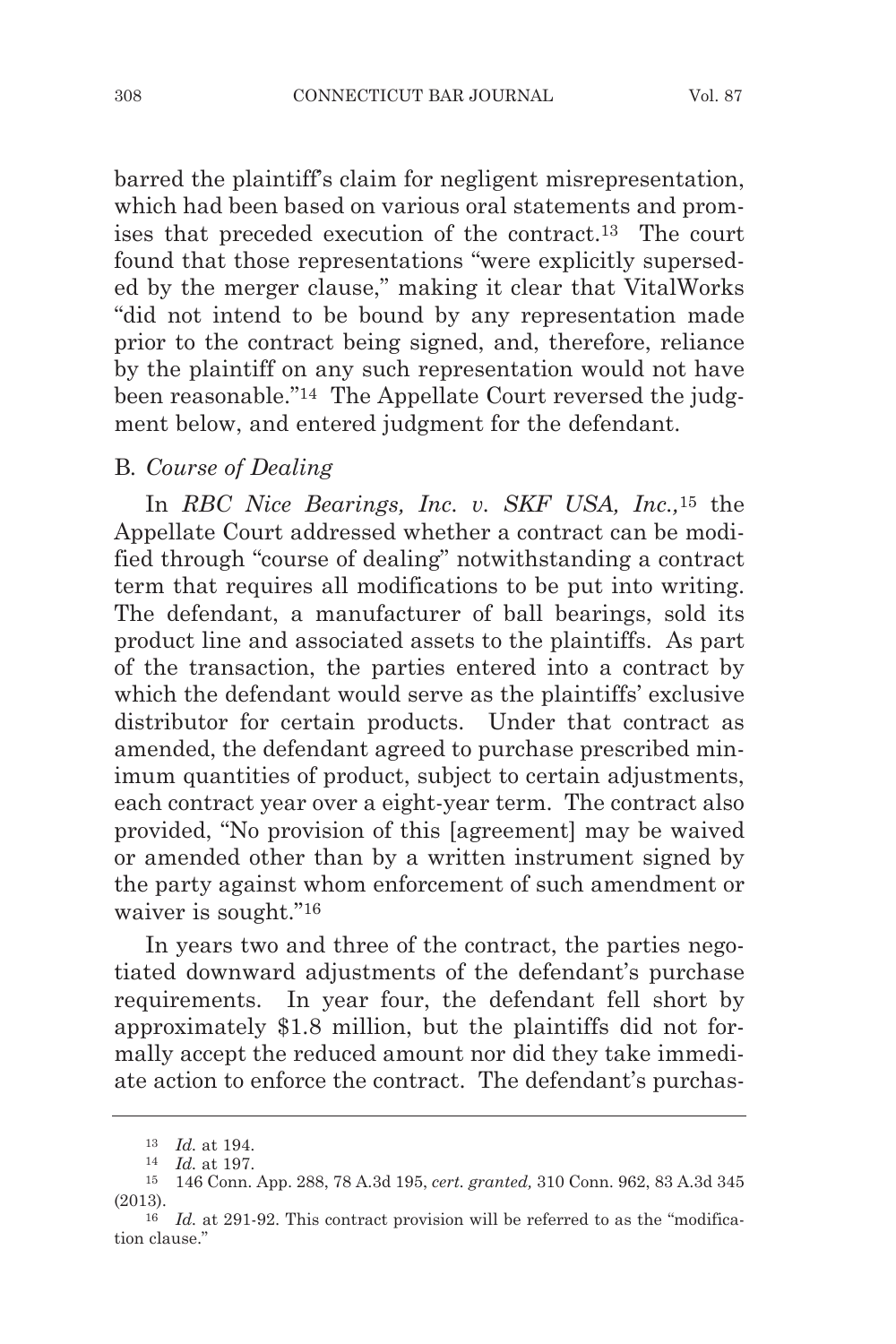barred the plaintiff's claim for negligent misrepresentation, which had been based on various oral statements and promises that preceded execution of the contract.[13] The court found that those representations "were explicitly superseded by the merger clause," making it clear that VitalWorks "did not intend to be bound by any representation made prior to the contract being signed, and, therefore, reliance by the plaintiff on any such representation would not have been reasonable."[14] The Appellate Court reversed the judgment below, and entered judgment for the defendant.

### B. *Course of Dealing*

In *RBC Nice Bearings, Inc. v. SKF USA, Inc.,*[15] the Appellate Court addressed whether a contract can be modified through "course of dealing" notwithstanding a contract term that requires all modifications to be put into writing. The defendant, a manufacturer of ball bearings, sold its product line and associated assets to the plaintiffs. As part of the transaction, the parties entered into a contract by which the defendant would serve as the plaintiffs' exclusive distributor for certain products. Under that contract as amended, the defendant agreed to purchase prescribed minimum quantities of product, subject to certain adjustments, each contract year over a eight-year term. The contract also provided, "No provision of this [agreement] may be waived or amended other than by a written instrument signed by the party against whom enforcement of such amendment or waiver is sought."[16]

In years two and three of the contract, the parties negotiated downward adjustments of the defendant's purchase requirements. In year four, the defendant fell short by approximately $1.8 million, but the plaintiffs did not formally accept the reduced amount nor did they take immediate action to enforce the contract. The defendant's purchas-

---

[13] *Id.* at 194.

[14] *Id.* at 197.

[15] 146 Conn. App. 288, 78 A.3d 195, *cert. granted,* 310 Conn. 962, 83 A.3d 345 (2013).

[16] *Id.* at 291-92. This contract provision will be referred to as the "modification clause."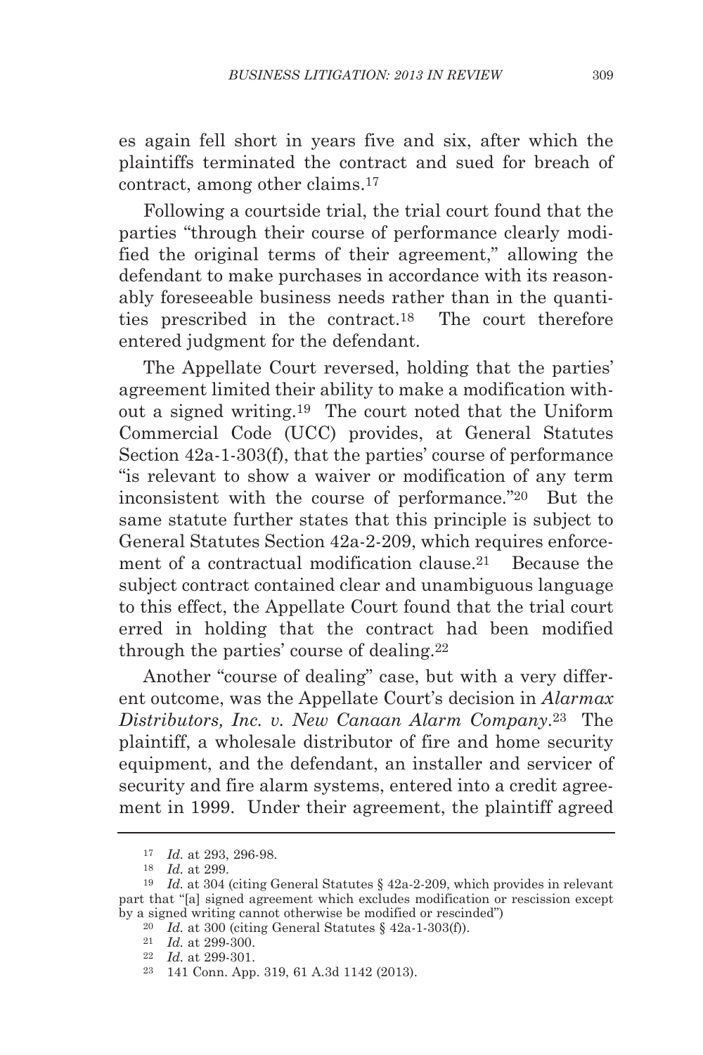es again fell short in years five and six, after which the plaintiffs terminated the contract and sued for breach of contract, among other claims.[17]

Following a courtside trial, the trial court found that the parties "through their course of performance clearly modified the original terms of their agreement," allowing the defendant to make purchases in accordance with its reasonably foreseeable business needs rather than in the quantities prescribed in the contract.[18] The court therefore entered judgment for the defendant.

The Appellate Court reversed, holding that the parties' agreement limited their ability to make a modification without a signed writing.[19] The court noted that the Uniform Commercial Code (UCC) provides, at General Statutes Section 42a-1-303(f), that the parties' course of performance "is relevant to show a waiver or modification of any term inconsistent with the course of performance."[20] But the same statute further states that this principle is subject to General Statutes Section 42a-2-209, which requires enforcement of a contractual modification clause.[21] Because the subject contract contained clear and unambiguous language to this effect, the Appellate Court found that the trial court erred in holding that the contract had been modified through the parties' course of dealing.[22]

Another "course of dealing" case, but with a very different outcome, was the Appellate Court's decision in *Alarmax Distributors, Inc. v. New Canaan Alarm Company*.[23] The plaintiff, a wholesale distributor of fire and home security equipment, and the defendant, an installer and servicer of security and fire alarm systems, entered into a credit agreement in 1999. Under their agreement, the plaintiff agreed

---

[17] *Id.* at 293, 296-98.

[18] *Id.* at 299.

[19] *Id.* at 304 (citing General Statutes § 42a-2-209, which provides in relevant part that "[a] signed agreement which excludes modification or rescission except by a signed writing cannot otherwise be modified or rescinded")

[20] *Id.* at 300 (citing General Statutes § 42a-1-303(f)).

[21] *Id.* at 299-300.

[22] *Id.* at 299-301.

[23] 141 Conn. App. 319, 61 A.3d 1142 (2013).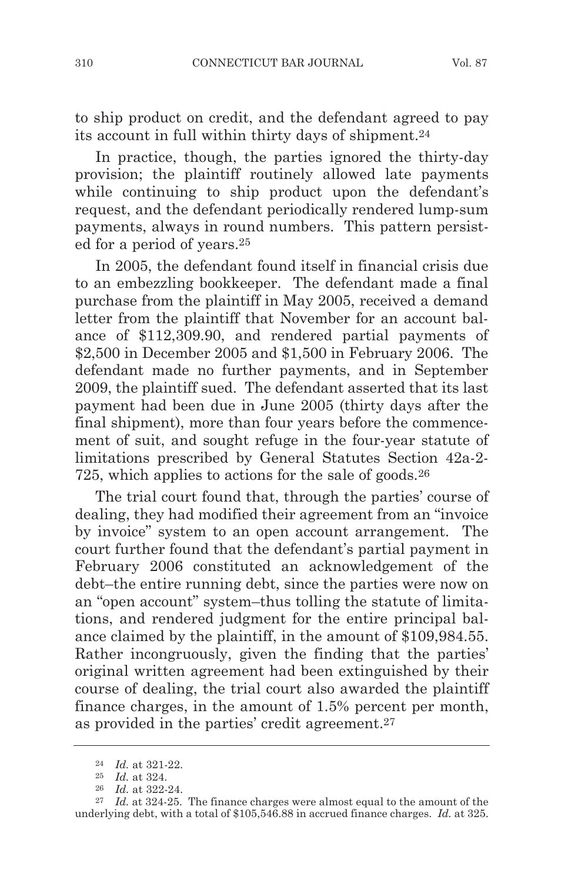to ship product on credit, and the defendant agreed to pay its account in full within thirty days of shipment.[24]

In practice, though, the parties ignored the thirty-day provision; the plaintiff routinely allowed late payments while continuing to ship product upon the defendant's request, and the defendant periodically rendered lump-sum payments, always in round numbers. This pattern persisted for a period of years.[25]

In 2005, the defendant found itself in financial crisis due to an embezzling bookkeeper. The defendant made a final purchase from the plaintiff in May 2005, received a demand letter from the plaintiff that November for an account balance of $112,309.90, and rendered partial payments of $2,500 in December 2005 and $1,500 in February 2006. The defendant made no further payments, and in September 2009, the plaintiff sued. The defendant asserted that its last payment had been due in June 2005 (thirty days after the final shipment), more than four years before the commencement of suit, and sought refuge in the four-year statute of limitations prescribed by General Statutes Section 42a-2-725, which applies to actions for the sale of goods.[26]

The trial court found that, through the parties' course of dealing, they had modified their agreement from an "invoice by invoice" system to an open account arrangement. The court further found that the defendant's partial payment in February 2006 constituted an acknowledgement of the debt–the entire running debt, since the parties were now on an "open account" system–thus tolling the statute of limitations, and rendered judgment for the entire principal balance claimed by the plaintiff, in the amount of $109,984.55. Rather incongruously, given the finding that the parties' original written agreement had been extinguished by their course of dealing, the trial court also awarded the plaintiff finance charges, in the amount of 1.5% percent per month, as provided in the parties' credit agreement.[27]

---

[24] *Id.* at 321-22.

[25] *Id.* at 324.

[26] *Id.* at 322-24.

[27] *Id.* at 324-25. The finance charges were almost equal to the amount of the underlying debt, with a total of $105,546.88 in accrued finance charges. *Id.* at 325.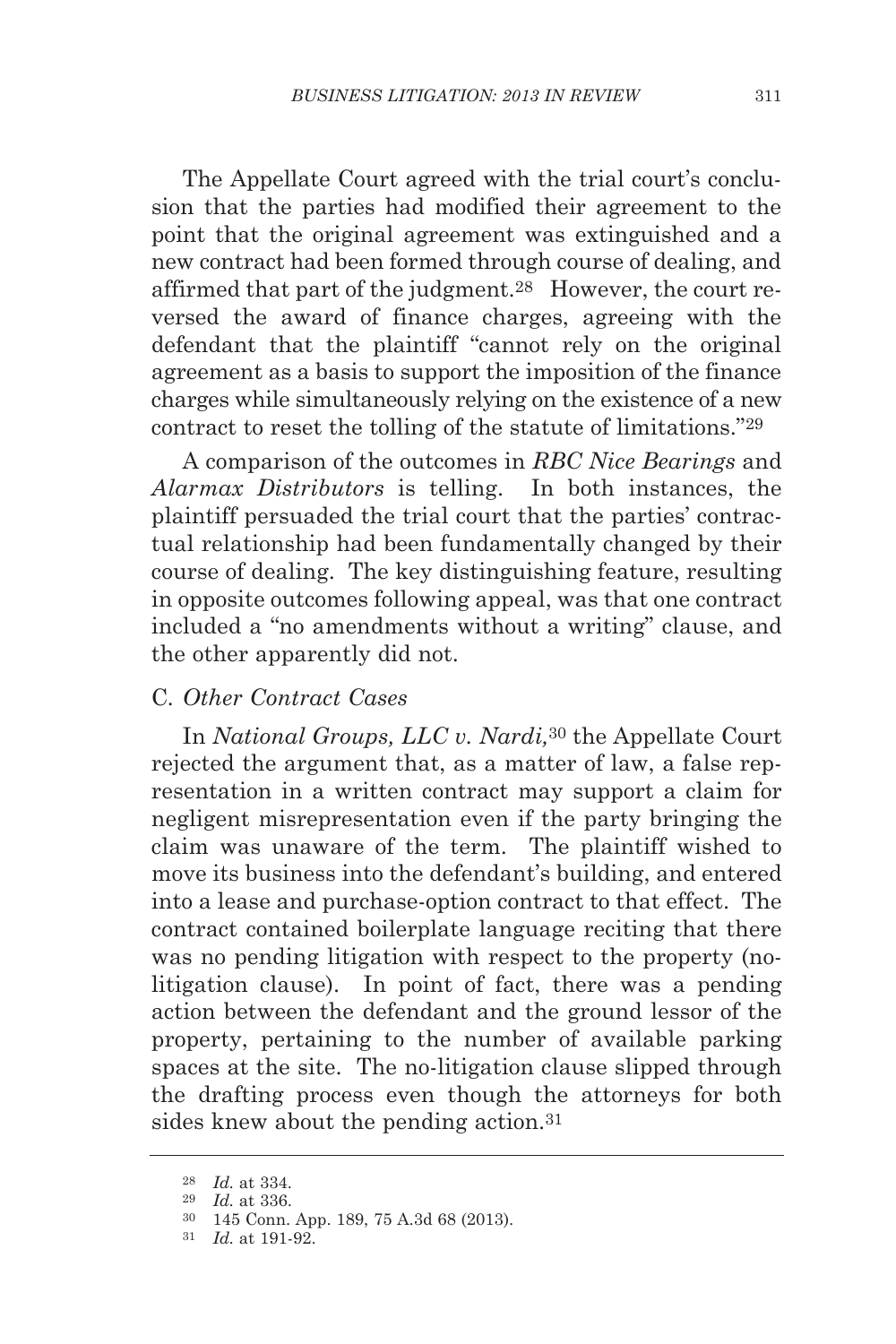The Appellate Court agreed with the trial court's conclusion that the parties had modified their agreement to the point that the original agreement was extinguished and a new contract had been formed through course of dealing, and affirmed that part of the judgment.[28] However, the court reversed the award of finance charges, agreeing with the defendant that the plaintiff "cannot rely on the original agreement as a basis to support the imposition of the finance charges while simultaneously relying on the existence of a new contract to reset the tolling of the statute of limitations."[29]

A comparison of the outcomes in *RBC Nice Bearings* and *Alarmax Distributors* is telling. In both instances, the plaintiff persuaded the trial court that the parties' contractual relationship had been fundamentally changed by their course of dealing. The key distinguishing feature, resulting in opposite outcomes following appeal, was that one contract included a "no amendments without a writing" clause, and the other apparently did not.

### C. *Other Contract Cases*

In *National Groups, LLC v. Nardi,*[30] the Appellate Court rejected the argument that, as a matter of law, a false representation in a written contract may support a claim for negligent misrepresentation even if the party bringing the claim was unaware of the term. The plaintiff wished to move its business into the defendant's building, and entered into a lease and purchase-option contract to that effect. The contract contained boilerplate language reciting that there was no pending litigation with respect to the property (no-litigation clause). In point of fact, there was a pending action between the defendant and the ground lessor of the property, pertaining to the number of available parking spaces at the site. The no-litigation clause slipped through the drafting process even though the attorneys for both sides knew about the pending action.[31]

---

[28] *Id.* at 334.

[29] *Id.* at 336.

[30] 145 Conn. App. 189, 75 A.3d 68 (2013).

[31] *Id.* at 191-92.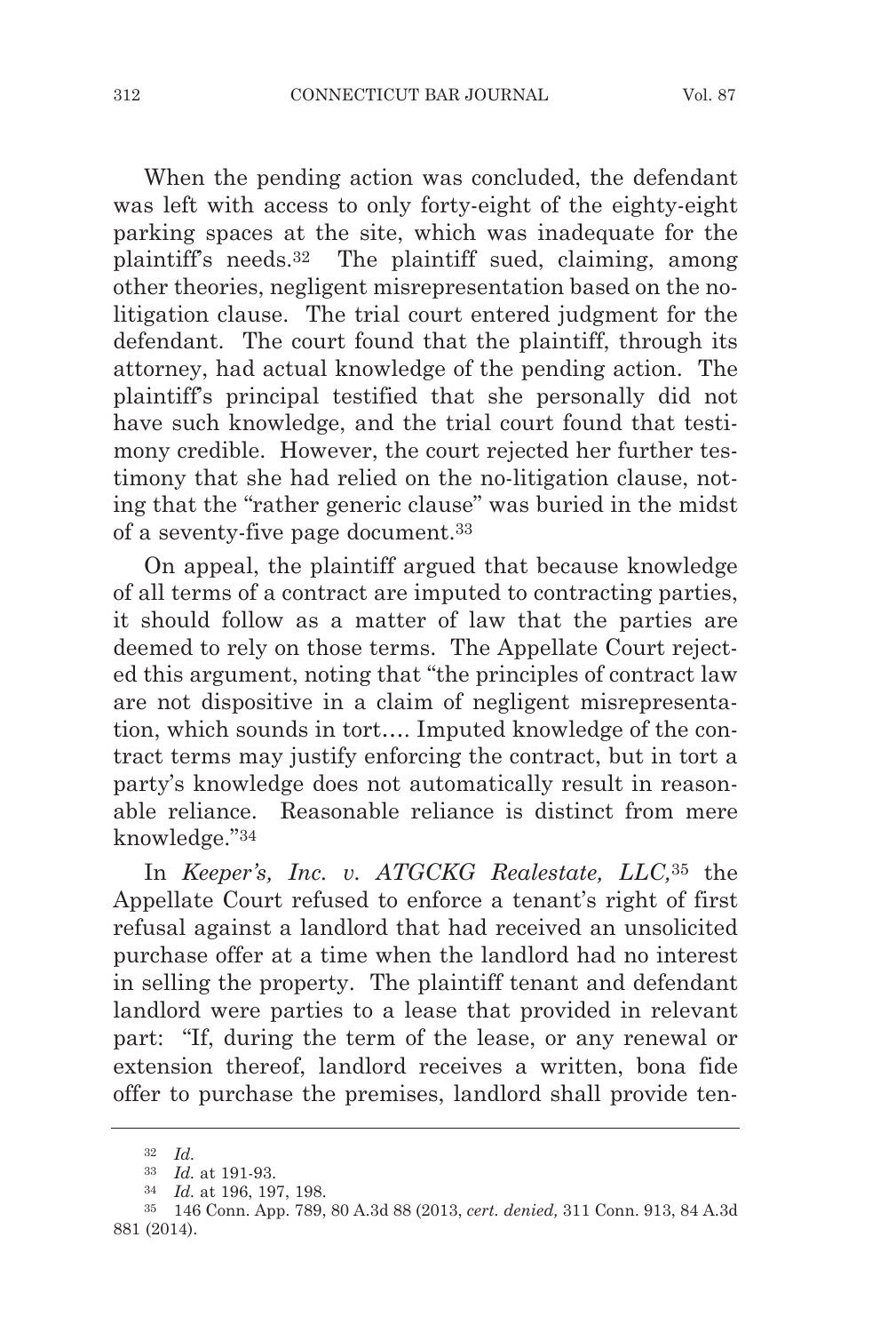When the pending action was concluded, the defendant was left with access to only forty-eight of the eighty-eight parking spaces at the site, which was inadequate for the plaintiff's needs.[32] The plaintiff sued, claiming, among other theories, negligent misrepresentation based on the no-litigation clause. The trial court entered judgment for the defendant. The court found that the plaintiff, through its attorney, had actual knowledge of the pending action. The plaintiff's principal testified that she personally did not have such knowledge, and the trial court found that testimony credible. However, the court rejected her further testimony that she had relied on the no-litigation clause, noting that the "rather generic clause" was buried in the midst of a seventy-five page document.[33]

On appeal, the plaintiff argued that because knowledge of all terms of a contract are imputed to contracting parties, it should follow as a matter of law that the parties are deemed to rely on those terms. The Appellate Court rejected this argument, noting that "the principles of contract law are not dispositive in a claim of negligent misrepresentation, which sounds in tort…. Imputed knowledge of the contract terms may justify enforcing the contract, but in tort a party's knowledge does not automatically result in reasonable reliance. Reasonable reliance is distinct from mere knowledge."[34]

In *Keeper's, Inc. v. ATGCKG Realestate, LLC,*[35] the Appellate Court refused to enforce a tenant's right of first refusal against a landlord that had received an unsolicited purchase offer at a time when the landlord had no interest in selling the property. The plaintiff tenant and defendant landlord were parties to a lease that provided in relevant part: "If, during the term of the lease, or any renewal or extension thereof, landlord receives a written, bona fide offer to purchase the premises, landlord shall provide ten-

---

[32] *Id.*

[33] *Id.* at 191-93.

[34] *Id.* at 196, 197, 198.

[35] 146 Conn. App. 789, 80 A.3d 88 (2013, *cert. denied,* 311 Conn. 913, 84 A.3d 881 (2014).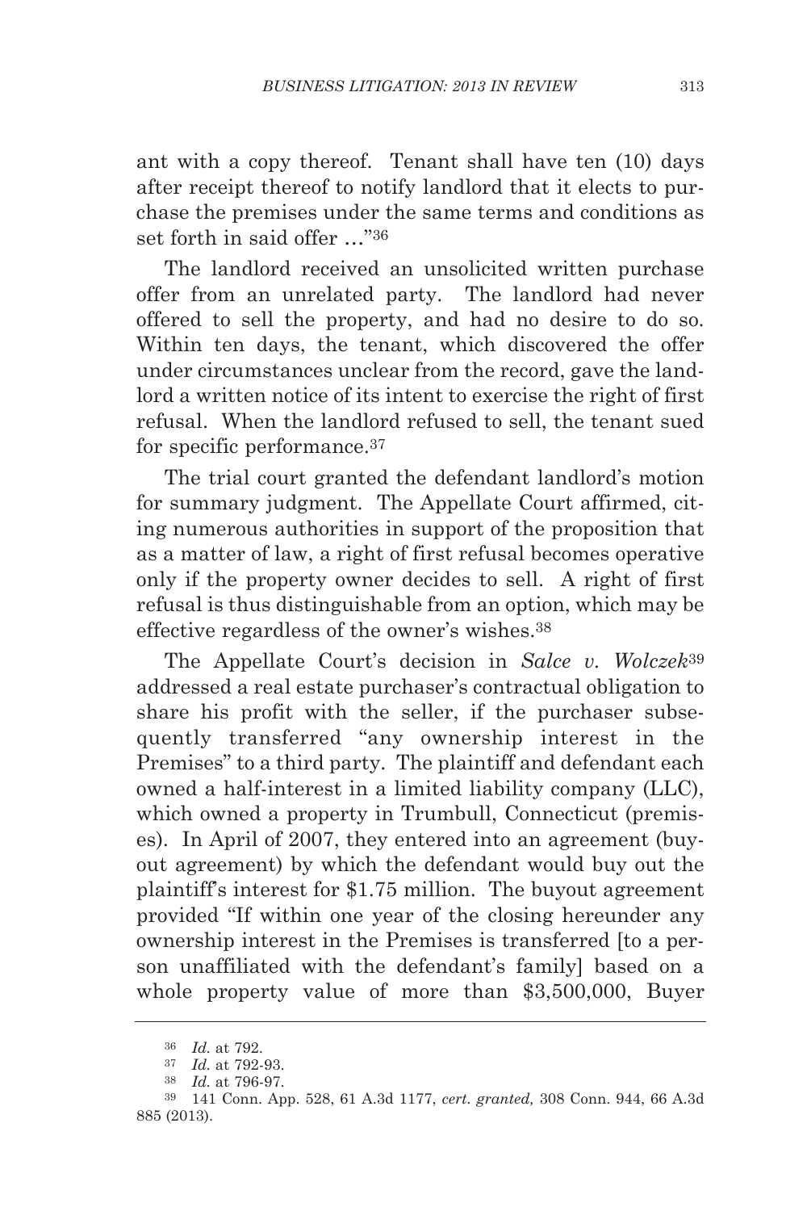ant with a copy thereof. Tenant shall have ten (10) days after receipt thereof to notify landlord that it elects to purchase the premises under the same terms and conditions as set forth in said offer …"[36]

The landlord received an unsolicited written purchase offer from an unrelated party. The landlord had never offered to sell the property, and had no desire to do so. Within ten days, the tenant, which discovered the offer under circumstances unclear from the record, gave the landlord a written notice of its intent to exercise the right of first refusal. When the landlord refused to sell, the tenant sued for specific performance.[37]

The trial court granted the defendant landlord's motion for summary judgment. The Appellate Court affirmed, citing numerous authorities in support of the proposition that as a matter of law, a right of first refusal becomes operative only if the property owner decides to sell. A right of first refusal is thus distinguishable from an option, which may be effective regardless of the owner's wishes.[38]

The Appellate Court's decision in *Salce v. Wolczek*[39] addressed a real estate purchaser's contractual obligation to share his profit with the seller, if the purchaser subsequently transferred "any ownership interest in the Premises" to a third party. The plaintiff and defendant each owned a half-interest in a limited liability company (LLC), which owned a property in Trumbull, Connecticut (premises). In April of 2007, they entered into an agreement (buyout agreement) by which the defendant would buy out the plaintiff's interest for $1.75 million. The buyout agreement provided "If within one year of the closing hereunder any ownership interest in the Premises is transferred [to a person unaffiliated with the defendant's family] based on a whole property value of more than $3,500,000, Buyer

---

[36] *Id.* at 792.

[37] *Id.* at 792-93.

[38] *Id.* at 796-97.

[39] 141 Conn. App. 528, 61 A.3d 1177, *cert. granted,* 308 Conn. 944, 66 A.3d 885 (2013).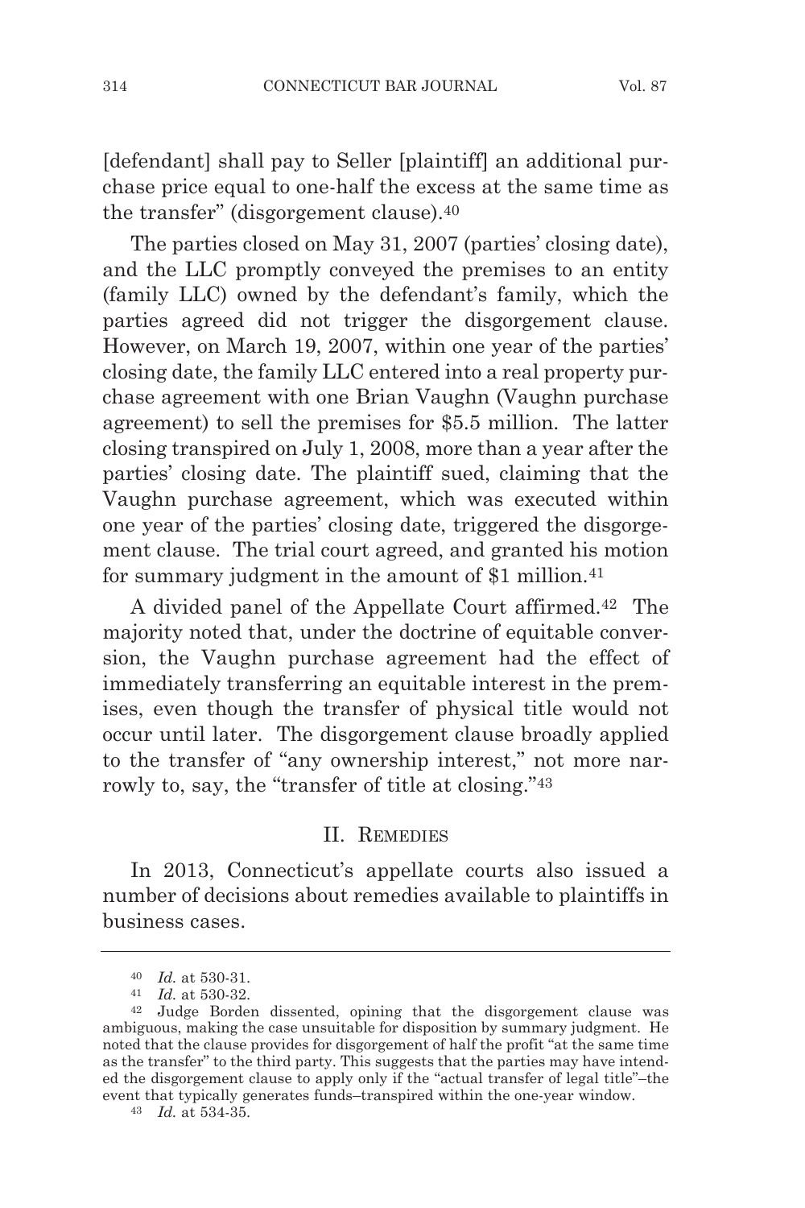[defendant] shall pay to Seller [plaintiff] an additional purchase price equal to one-half the excess at the same time as the transfer" (disgorgement clause).[40]

The parties closed on May 31, 2007 (parties' closing date), and the LLC promptly conveyed the premises to an entity (family LLC) owned by the defendant's family, which the parties agreed did not trigger the disgorgement clause. However, on March 19, 2007, within one year of the parties' closing date, the family LLC entered into a real property purchase agreement with one Brian Vaughn (Vaughn purchase agreement) to sell the premises for $5.5 million. The latter closing transpired on July 1, 2008, more than a year after the parties' closing date. The plaintiff sued, claiming that the Vaughn purchase agreement, which was executed within one year of the parties' closing date, triggered the disgorgement clause. The trial court agreed, and granted his motion for summary judgment in the amount of $1 million.[41]

A divided panel of the Appellate Court affirmed.[42] The majority noted that, under the doctrine of equitable conversion, the Vaughn purchase agreement had the effect of immediately transferring an equitable interest in the premises, even though the transfer of physical title would not occur until later. The disgorgement clause broadly applied to the transfer of "any ownership interest," not more narrowly to, say, the "transfer of title at closing."[43]

## II. Remedies

In 2013, Connecticut's appellate courts also issued a number of decisions about remedies available to plaintiffs in business cases.

---

[40] *Id.* at 530-31.

[41] *Id.* at 530-32.

[42] Judge Borden dissented, opining that the disgorgement clause was ambiguous, making the case unsuitable for disposition by summary judgment. He noted that the clause provides for disgorgement of half the profit "at the same time as the transfer" to the third party. This suggests that the parties may have intended the disgorgement clause to apply only if the "actual transfer of legal title"–the event that typically generates funds–transpired within the one-year window.

[43] *Id.* at 534-35.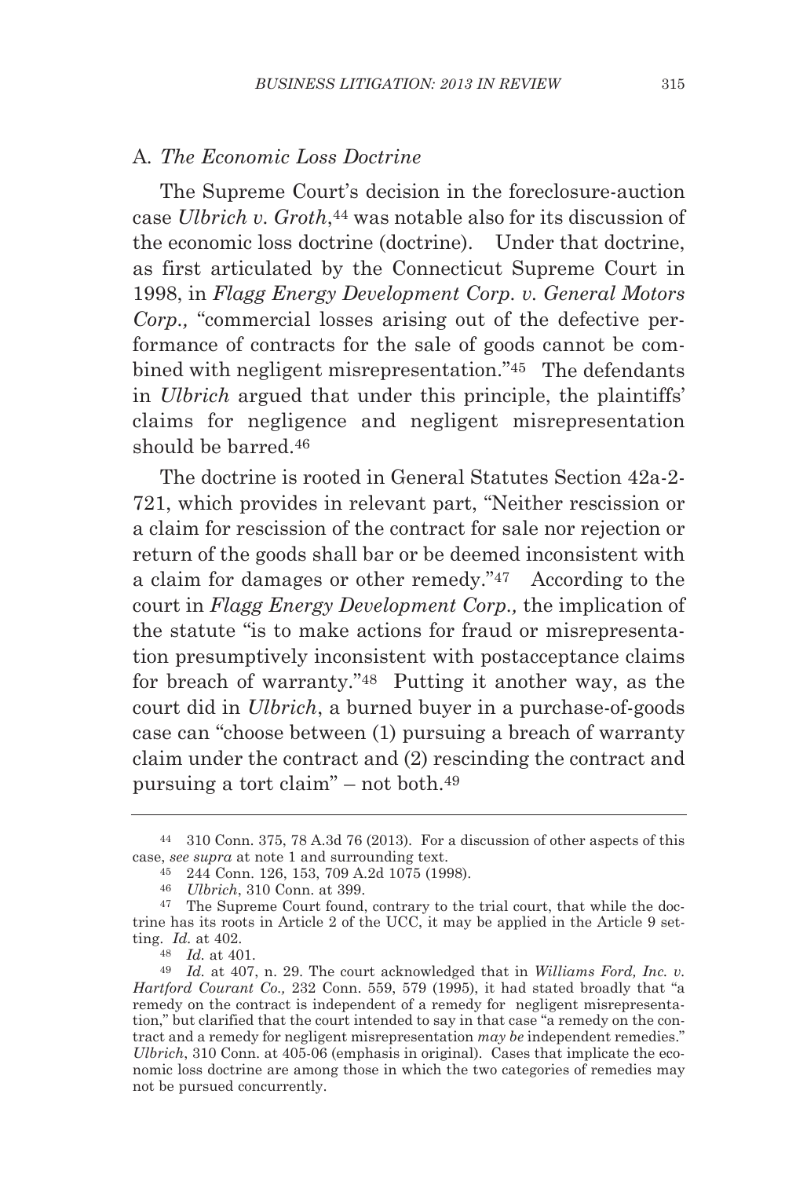### A. *The Economic Loss Doctrine*

The Supreme Court's decision in the foreclosure-auction case *Ulbrich v. Groth*,[44] was notable also for its discussion of the economic loss doctrine (doctrine). Under that doctrine, as first articulated by the Connecticut Supreme Court in 1998, in *Flagg Energy Development Corp. v. General Motors Corp.,* "commercial losses arising out of the defective performance of contracts for the sale of goods cannot be combined with negligent misrepresentation."[45] The defendants in *Ulbrich* argued that under this principle, the plaintiffs' claims for negligence and negligent misrepresentation should be barred.[46]

The doctrine is rooted in General Statutes Section 42a-2-721, which provides in relevant part, "Neither rescission or a claim for rescission of the contract for sale nor rejection or return of the goods shall bar or be deemed inconsistent with a claim for damages or other remedy."[47] According to the court in *Flagg Energy Development Corp.,* the implication of the statute "is to make actions for fraud or misrepresentation presumptively inconsistent with postacceptance claims for breach of warranty."[48] Putting it another way, as the court did in *Ulbrich*, a burned buyer in a purchase-of-goods case can "choose between (1) pursuing a breach of warranty claim under the contract and (2) rescinding the contract and pursuing a tort claim" – not both.[49]

---

[44] 310 Conn. 375, 78 A.3d 76 (2013). For a discussion of other aspects of this case, *see supra* at note 1 and surrounding text.

[45] 244 Conn. 126, 153, 709 A.2d 1075 (1998).

[46] *Ulbrich*, 310 Conn. at 399.

[47] The Supreme Court found, contrary to the trial court, that while the doctrine has its roots in Article 2 of the UCC, it may be applied in the Article 9 setting. *Id.* at 402.

[48] *Id.* at 401.

[49] *Id.* at 407, n. 29. The court acknowledged that in *Williams Ford, Inc. v. Hartford Courant Co.,* 232 Conn. 559, 579 (1995), it had stated broadly that "a remedy on the contract is independent of a remedy for negligent misrepresentation," but clarified that the court intended to say in that case "a remedy on the contract and a remedy for negligent misrepresentation *may be* independent remedies." *Ulbrich*, 310 Conn. at 405-06 (emphasis in original). Cases that implicate the economic loss doctrine are among those in which the two categories of remedies may not be pursued concurrently.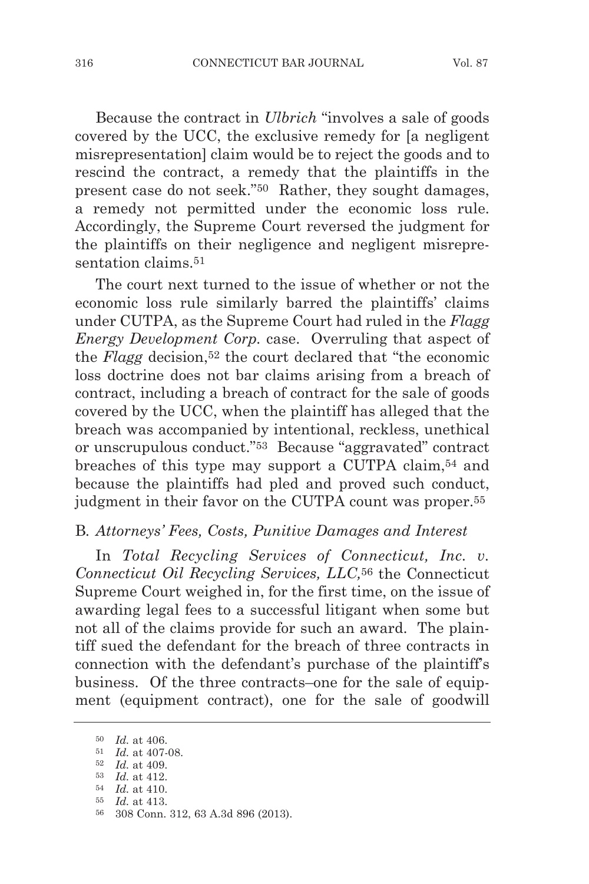Because the contract in *Ulbrich* "involves a sale of goods covered by the UCC, the exclusive remedy for [a negligent misrepresentation] claim would be to reject the goods and to rescind the contract, a remedy that the plaintiffs in the present case do not seek."[50] Rather, they sought damages, a remedy not permitted under the economic loss rule. Accordingly, the Supreme Court reversed the judgment for the plaintiffs on their negligence and negligent misrepresentation claims.[51]

The court next turned to the issue of whether or not the economic loss rule similarly barred the plaintiffs' claims under CUTPA, as the Supreme Court had ruled in the *Flagg Energy Development Corp.* case. Overruling that aspect of the *Flagg* decision,[52] the court declared that "the economic loss doctrine does not bar claims arising from a breach of contract, including a breach of contract for the sale of goods covered by the UCC, when the plaintiff has alleged that the breach was accompanied by intentional, reckless, unethical or unscrupulous conduct."[53] Because "aggravated" contract breaches of this type may support a CUTPA claim,[54] and because the plaintiffs had pled and proved such conduct, judgment in their favor on the CUTPA count was proper.[55]

### B. *Attorneys' Fees, Costs, Punitive Damages and Interest*

In *Total Recycling Services of Connecticut, Inc. v. Connecticut Oil Recycling Services, LLC,*[56] the Connecticut Supreme Court weighed in, for the first time, on the issue of awarding legal fees to a successful litigant when some but not all of the claims provide for such an award. The plaintiff sued the defendant for the breach of three contracts in connection with the defendant's purchase of the plaintiff's business. Of the three contracts–one for the sale of equipment (equipment contract), one for the sale of goodwill

---

[50] *Id.* at 406.

[51] *Id.* at 407-08.

[52] *Id.* at 409.

[53] *Id.* at 412.

[54] *Id.* at 410.

[55] *Id.* at 413.

[56] 308 Conn. 312, 63 A.3d 896 (2013).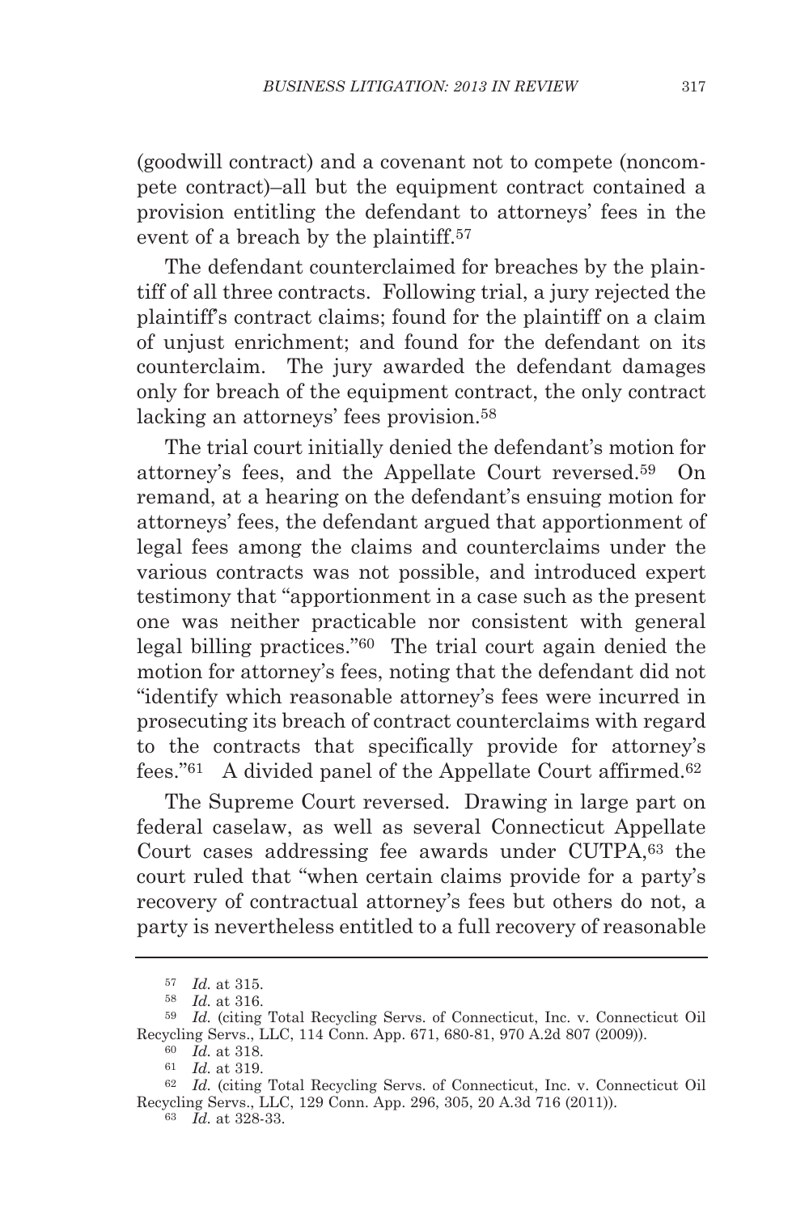(goodwill contract) and a covenant not to compete (noncompete contract)–all but the equipment contract contained a provision entitling the defendant to attorneys' fees in the event of a breach by the plaintiff.[57]

The defendant counterclaimed for breaches by the plaintiff of all three contracts. Following trial, a jury rejected the plaintiff's contract claims; found for the plaintiff on a claim of unjust enrichment; and found for the defendant on its counterclaim. The jury awarded the defendant damages only for breach of the equipment contract, the only contract lacking an attorneys' fees provision.[58]

The trial court initially denied the defendant's motion for attorney's fees, and the Appellate Court reversed.[59] On remand, at a hearing on the defendant's ensuing motion for attorneys' fees, the defendant argued that apportionment of legal fees among the claims and counterclaims under the various contracts was not possible, and introduced expert testimony that "apportionment in a case such as the present one was neither practicable nor consistent with general legal billing practices."[60] The trial court again denied the motion for attorney's fees, noting that the defendant did not "identify which reasonable attorney's fees were incurred in prosecuting its breach of contract counterclaims with regard to the contracts that specifically provide for attorney's fees."[61] A divided panel of the Appellate Court affirmed.[62]

The Supreme Court reversed. Drawing in large part on federal caselaw, as well as several Connecticut Appellate Court cases addressing fee awards under CUTPA,[63] the court ruled that "when certain claims provide for a party's recovery of contractual attorney's fees but others do not, a party is nevertheless entitled to a full recovery of reasonable

---

[57] *Id.* at 315.

[58] *Id.* at 316.

[59] *Id.* (citing Total Recycling Servs. of Connecticut, Inc. v. Connecticut Oil Recycling Servs., LLC, 114 Conn. App. 671, 680-81, 970 A.2d 807 (2009)).

[60] *Id.* at 318.

[61] *Id.* at 319.

[62] *Id.* (citing Total Recycling Servs. of Connecticut, Inc. v. Connecticut Oil Recycling Servs., LLC, 129 Conn. App. 296, 305, 20 A.3d 716 (2011)).

[63] *Id.* at 328-33.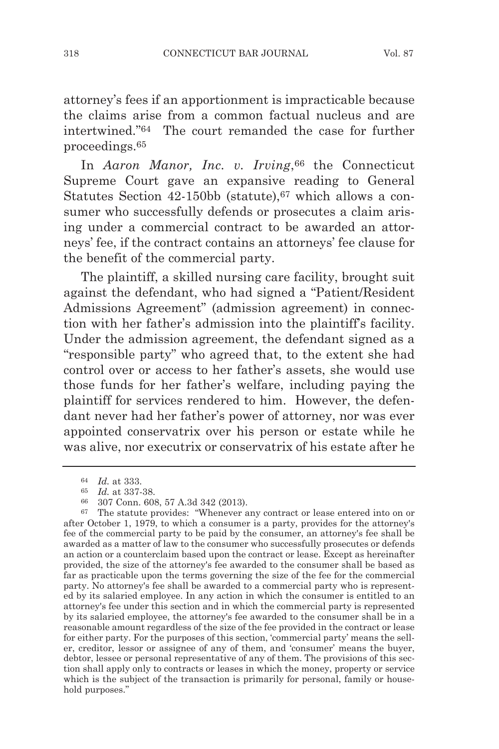attorney's fees if an apportionment is impracticable because the claims arise from a common factual nucleus and are intertwined."[64] The court remanded the case for further proceedings.[65]

In *Aaron Manor, Inc. v. Irving*,[66] the Connecticut Supreme Court gave an expansive reading to General Statutes Section 42-150bb (statute),[67] which allows a consumer who successfully defends or prosecutes a claim arising under a commercial contract to be awarded an attorneys' fee, if the contract contains an attorneys' fee clause for the benefit of the commercial party.

The plaintiff, a skilled nursing care facility, brought suit against the defendant, who had signed a "Patient/Resident Admissions Agreement" (admission agreement) in connection with her father's admission into the plaintiff's facility. Under the admission agreement, the defendant signed as a "responsible party" who agreed that, to the extent she had control over or access to her father's assets, she would use those funds for her father's welfare, including paying the plaintiff for services rendered to him. However, the defendant never had her father's power of attorney, nor was ever appointed conservatrix over his person or estate while he was alive, nor executrix or conservatrix of his estate after he

---

[64] *Id.* at 333.

[65] *Id.* at 337-38.

[66] 307 Conn. 608, 57 A.3d 342 (2013).

[67] The statute provides: "Whenever any contract or lease entered into on or after October 1, 1979, to which a consumer is a party, provides for the attorney's fee of the commercial party to be paid by the consumer, an attorney's fee shall be awarded as a matter of law to the consumer who successfully prosecutes or defends an action or a counterclaim based upon the contract or lease. Except as hereinafter provided, the size of the attorney's fee awarded to the consumer shall be based as far as practicable upon the terms governing the size of the fee for the commercial party. No attorney's fee shall be awarded to a commercial party who is represented by its salaried employee. In any action in which the consumer is entitled to an attorney's fee under this section and in which the commercial party is represented by its salaried employee, the attorney's fee awarded to the consumer shall be in a reasonable amount regardless of the size of the fee provided in the contract or lease for either party. For the purposes of this section, 'commercial party' means the seller, creditor, lessor or assignee of any of them, and 'consumer' means the buyer, debtor, lessee or personal representative of any of them. The provisions of this section shall apply only to contracts or leases in which the money, property or service which is the subject of the transaction is primarily for personal, family or household purposes."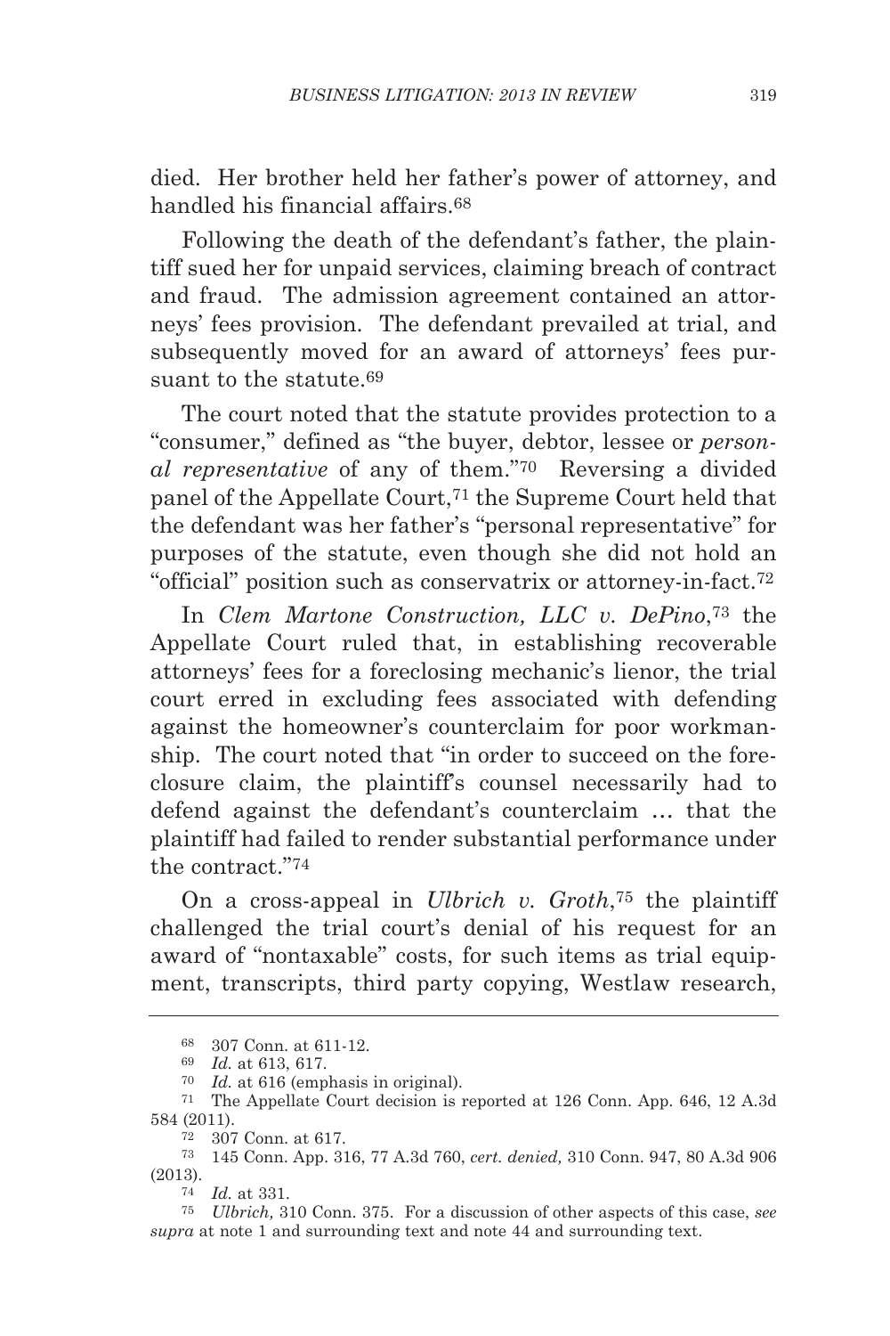died. Her brother held her father's power of attorney, and handled his financial affairs.[68]

Following the death of the defendant's father, the plaintiff sued her for unpaid services, claiming breach of contract and fraud. The admission agreement contained an attorneys' fees provision. The defendant prevailed at trial, and subsequently moved for an award of attorneys' fees pursuant to the statute.[69]

The court noted that the statute provides protection to a "consumer," defined as "the buyer, debtor, lessee or *personal representative* of any of them."[70] Reversing a divided panel of the Appellate Court,[71] the Supreme Court held that the defendant was her father's "personal representative" for purposes of the statute, even though she did not hold an "official" position such as conservatrix or attorney-in-fact.[72]

In *Clem Martone Construction, LLC v. DePino*,[73] the Appellate Court ruled that, in establishing recoverable attorneys' fees for a foreclosing mechanic's lienor, the trial court erred in excluding fees associated with defending against the homeowner's counterclaim for poor workmanship. The court noted that "in order to succeed on the foreclosure claim, the plaintiff's counsel necessarily had to defend against the defendant's counterclaim … that the plaintiff had failed to render substantial performance under the contract."[74]

On a cross-appeal in *Ulbrich v. Groth*,[75] the plaintiff challenged the trial court's denial of his request for an award of "nontaxable" costs, for such items as trial equipment, transcripts, third party copying, Westlaw research,

---

[68] 307 Conn. at 611-12.

[69] *Id.* at 613, 617.

[70] *Id.* at 616 (emphasis in original).

[71] The Appellate Court decision is reported at 126 Conn. App. 646, 12 A.3d 584 (2011).

[72] 307 Conn. at 617.

[73] 145 Conn. App. 316, 77 A.3d 760, *cert. denied,* 310 Conn. 947, 80 A.3d 906 (2013).

[74] *Id.* at 331.

[75] *Ulbrich,* 310 Conn. 375. For a discussion of other aspects of this case, *see supra* at note 1 and surrounding text and note 44 and surrounding text.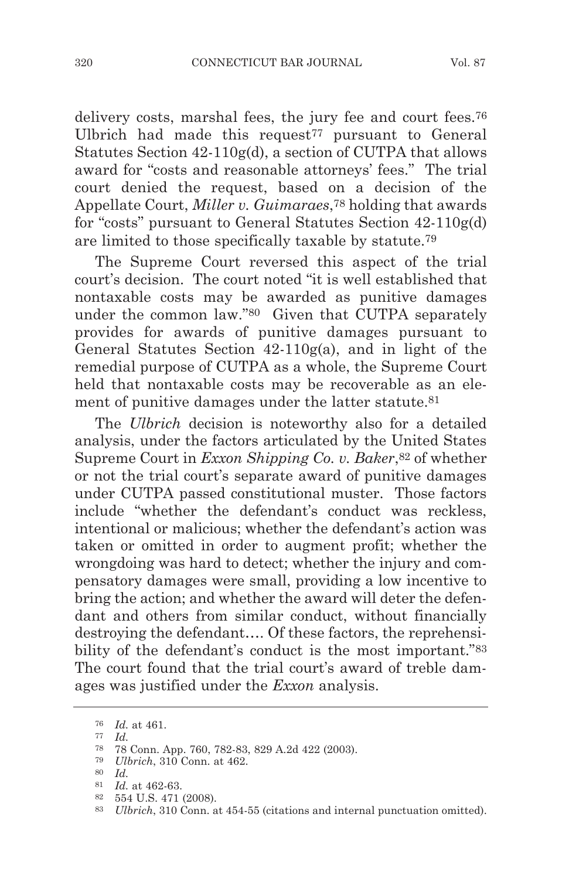delivery costs, marshal fees, the jury fee and court fees.[76] Ulbrich had made this request[77] pursuant to General Statutes Section 42-110g(d), a section of CUTPA that allows award for "costs and reasonable attorneys' fees." The trial court denied the request, based on a decision of the Appellate Court, *Miller v. Guimaraes*,[78] holding that awards for "costs" pursuant to General Statutes Section 42-110g(d) are limited to those specifically taxable by statute.[79]

The Supreme Court reversed this aspect of the trial court's decision. The court noted "it is well established that nontaxable costs may be awarded as punitive damages under the common law."[80] Given that CUTPA separately provides for awards of punitive damages pursuant to General Statutes Section 42-110g(a), and in light of the remedial purpose of CUTPA as a whole, the Supreme Court held that nontaxable costs may be recoverable as an element of punitive damages under the latter statute.[81]

The *Ulbrich* decision is noteworthy also for a detailed analysis, under the factors articulated by the United States Supreme Court in *Exxon Shipping Co. v. Baker*,[82] of whether or not the trial court's separate award of punitive damages under CUTPA passed constitutional muster. Those factors include "whether the defendant's conduct was reckless, intentional or malicious; whether the defendant's action was taken or omitted in order to augment profit; whether the wrongdoing was hard to detect; whether the injury and compensatory damages were small, providing a low incentive to bring the action; and whether the award will deter the defendant and others from similar conduct, without financially destroying the defendant…. Of these factors, the reprehensibility of the defendant's conduct is the most important."[83] The court found that the trial court's award of treble damages was justified under the *Exxon* analysis.

---

[76] *Id.* at 461.

[77] *Id.*

[78] 78 Conn. App. 760, 782-83, 829 A.2d 422 (2003).

[79] *Ulbrich*, 310 Conn. at 462.

[80] *Id.*

[81] *Id.* at 462-63.

[82] 554 U.S. 471 (2008).

[83] *Ulbrich*, 310 Conn. at 454-55 (citations and internal punctuation omitted).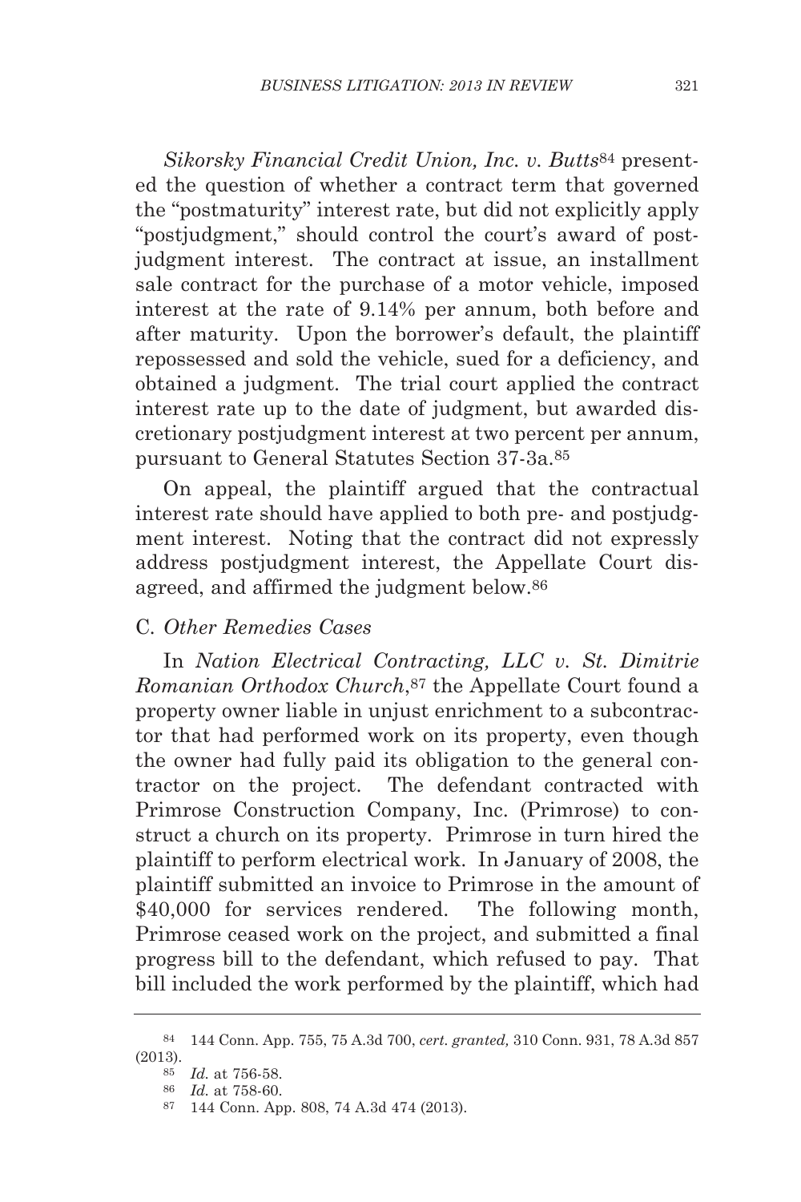*Sikorsky Financial Credit Union, Inc. v. Butts*[84] presented the question of whether a contract term that governed the "postmaturity" interest rate, but did not explicitly apply "postjudgment," should control the court's award of postjudgment interest. The contract at issue, an installment sale contract for the purchase of a motor vehicle, imposed interest at the rate of 9.14% per annum, both before and after maturity. Upon the borrower's default, the plaintiff repossessed and sold the vehicle, sued for a deficiency, and obtained a judgment. The trial court applied the contract interest rate up to the date of judgment, but awarded discretionary postjudgment interest at two percent per annum, pursuant to General Statutes Section 37-3a.[85]

On appeal, the plaintiff argued that the contractual interest rate should have applied to both pre- and postjudgment interest. Noting that the contract did not expressly address postjudgment interest, the Appellate Court disagreed, and affirmed the judgment below.[86]

### C. *Other Remedies Cases*

In *Nation Electrical Contracting, LLC v. St. Dimitrie Romanian Orthodox Church*,[87] the Appellate Court found a property owner liable in unjust enrichment to a subcontractor that had performed work on its property, even though the owner had fully paid its obligation to the general contractor on the project. The defendant contracted with Primrose Construction Company, Inc. (Primrose) to construct a church on its property. Primrose in turn hired the plaintiff to perform electrical work. In January of 2008, the plaintiff submitted an invoice to Primrose in the amount of $40,000 for services rendered. The following month, Primrose ceased work on the project, and submitted a final progress bill to the defendant, which refused to pay. That bill included the work performed by the plaintiff, which had

---

[84] 144 Conn. App. 755, 75 A.3d 700, *cert. granted,* 310 Conn. 931, 78 A.3d 857 (2013).

[85] *Id.* at 756-58.

[86] *Id.* at 758-60.

[87] 144 Conn. App. 808, 74 A.3d 474 (2013).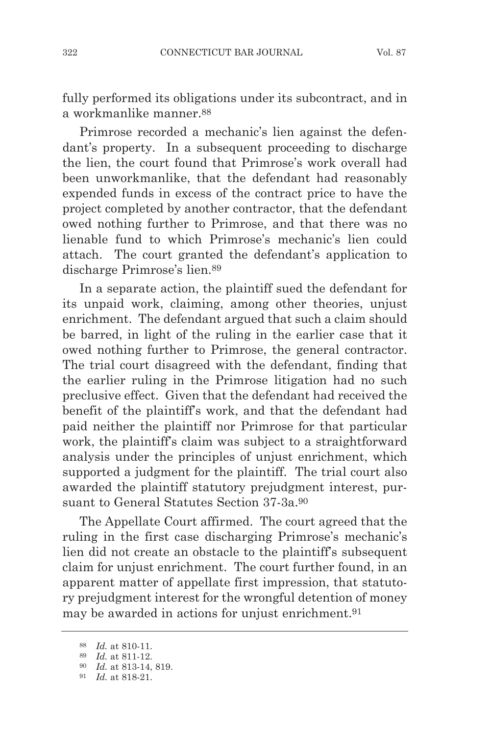fully performed its obligations under its subcontract, and in a workmanlike manner.[88]

Primrose recorded a mechanic's lien against the defendant's property. In a subsequent proceeding to discharge the lien, the court found that Primrose's work overall had been unworkmanlike, that the defendant had reasonably expended funds in excess of the contract price to have the project completed by another contractor, that the defendant owed nothing further to Primrose, and that there was no lienable fund to which Primrose's mechanic's lien could attach. The court granted the defendant's application to discharge Primrose's lien.[89]

In a separate action, the plaintiff sued the defendant for its unpaid work, claiming, among other theories, unjust enrichment. The defendant argued that such a claim should be barred, in light of the ruling in the earlier case that it owed nothing further to Primrose, the general contractor. The trial court disagreed with the defendant, finding that the earlier ruling in the Primrose litigation had no such preclusive effect. Given that the defendant had received the benefit of the plaintiff's work, and that the defendant had paid neither the plaintiff nor Primrose for that particular work, the plaintiff's claim was subject to a straightforward analysis under the principles of unjust enrichment, which supported a judgment for the plaintiff. The trial court also awarded the plaintiff statutory prejudgment interest, pursuant to General Statutes Section 37-3a.[90]

The Appellate Court affirmed. The court agreed that the ruling in the first case discharging Primrose's mechanic's lien did not create an obstacle to the plaintiff's subsequent claim for unjust enrichment. The court further found, in an apparent matter of appellate first impression, that statutory prejudgment interest for the wrongful detention of money may be awarded in actions for unjust enrichment.[91]

---

[88] *Id.* at 810-11.

[89] *Id.* at 811-12.

[90] *Id.* at 813-14, 819.

[91] *Id.* at 818-21.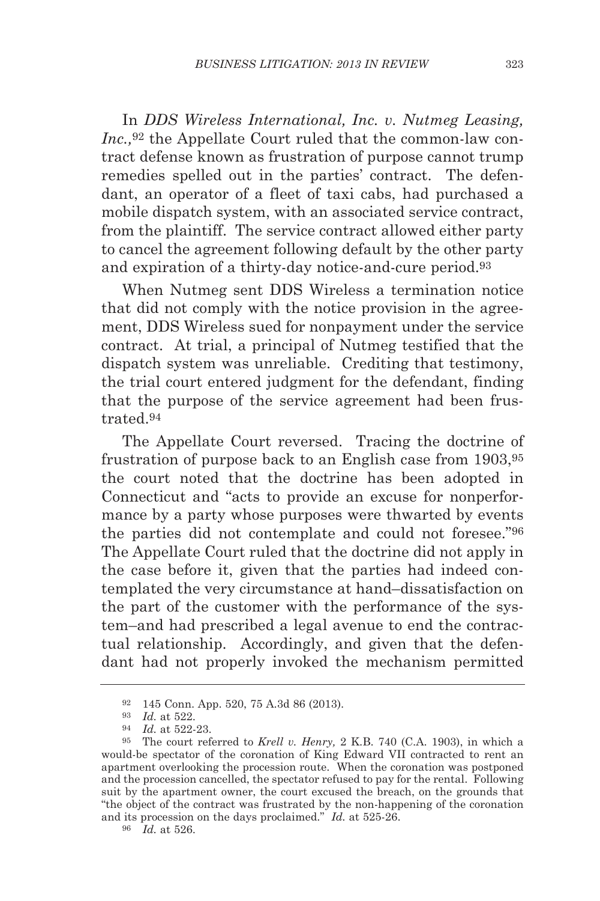In *DDS Wireless International, Inc. v. Nutmeg Leasing, Inc.,*[92] the Appellate Court ruled that the common-law contract defense known as frustration of purpose cannot trump remedies spelled out in the parties' contract. The defendant, an operator of a fleet of taxi cabs, had purchased a mobile dispatch system, with an associated service contract, from the plaintiff. The service contract allowed either party to cancel the agreement following default by the other party and expiration of a thirty-day notice-and-cure period.[93]

When Nutmeg sent DDS Wireless a termination notice that did not comply with the notice provision in the agreement, DDS Wireless sued for nonpayment under the service contract. At trial, a principal of Nutmeg testified that the dispatch system was unreliable. Crediting that testimony, the trial court entered judgment for the defendant, finding that the purpose of the service agreement had been frustrated.[94]

The Appellate Court reversed. Tracing the doctrine of frustration of purpose back to an English case from 1903,[95] the court noted that the doctrine has been adopted in Connecticut and "acts to provide an excuse for nonperformance by a party whose purposes were thwarted by events the parties did not contemplate and could not foresee."[96] The Appellate Court ruled that the doctrine did not apply in the case before it, given that the parties had indeed contemplated the very circumstance at hand–dissatisfaction on the part of the customer with the performance of the system–and had prescribed a legal avenue to end the contractual relationship. Accordingly, and given that the defendant had not properly invoked the mechanism permitted

---

[92] 145 Conn. App. 520, 75 A.3d 86 (2013).

[93] *Id.* at 522.

[94] *Id.* at 522-23.

[95] The court referred to *Krell v. Henry,* 2 K.B. 740 (C.A. 1903), in which a would-be spectator of the coronation of King Edward VII contracted to rent an apartment overlooking the procession route. When the coronation was postponed and the procession cancelled, the spectator refused to pay for the rental. Following suit by the apartment owner, the court excused the breach, on the grounds that "the object of the contract was frustrated by the non-happening of the coronation and its procession on the days proclaimed." *Id.* at 525-26.

[96] *Id.* at 526.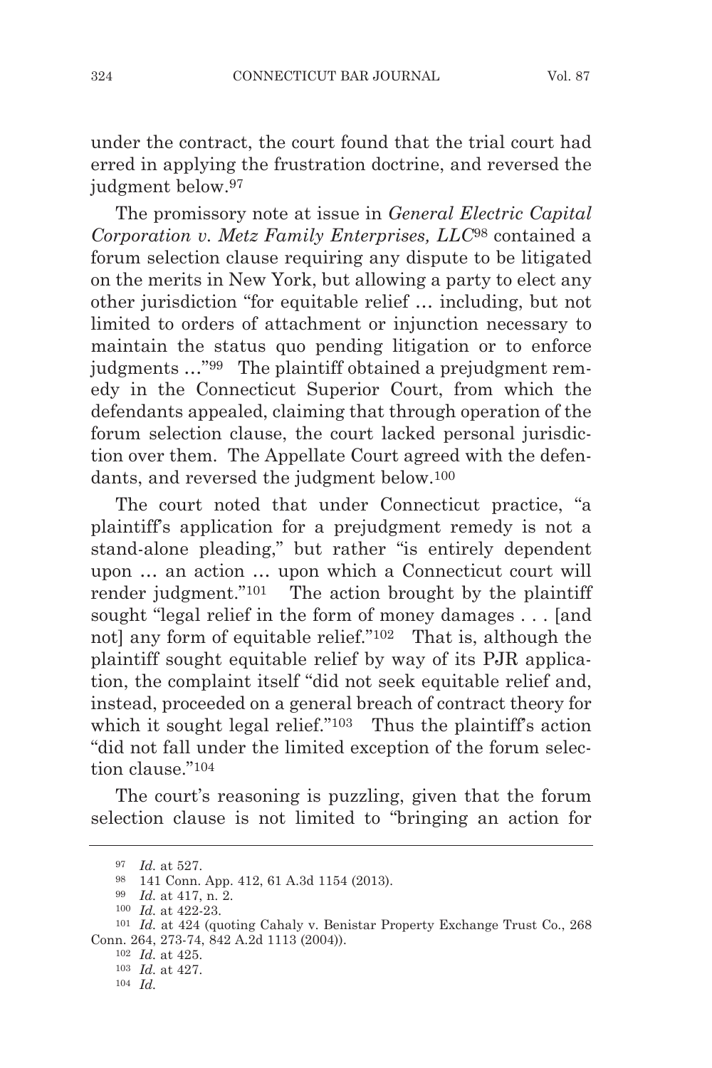under the contract, the court found that the trial court had erred in applying the frustration doctrine, and reversed the judgment below.[97]

The promissory note at issue in *General Electric Capital Corporation v. Metz Family Enterprises, LLC*[98] contained a forum selection clause requiring any dispute to be litigated on the merits in New York, but allowing a party to elect any other jurisdiction "for equitable relief … including, but not limited to orders of attachment or injunction necessary to maintain the status quo pending litigation or to enforce judgments …"[99] The plaintiff obtained a prejudgment remedy in the Connecticut Superior Court, from which the defendants appealed, claiming that through operation of the forum selection clause, the court lacked personal jurisdiction over them. The Appellate Court agreed with the defendants, and reversed the judgment below.[100]

The court noted that under Connecticut practice, "a plaintiff's application for a prejudgment remedy is not a stand-alone pleading," but rather "is entirely dependent upon … an action … upon which a Connecticut court will render judgment."[101] The action brought by the plaintiff sought "legal relief in the form of money damages . . . [and not] any form of equitable relief."[102] That is, although the plaintiff sought equitable relief by way of its PJR application, the complaint itself "did not seek equitable relief and, instead, proceeded on a general breach of contract theory for which it sought legal relief."[103] Thus the plaintiff's action "did not fall under the limited exception of the forum selection clause."[104]

The court's reasoning is puzzling, given that the forum selection clause is not limited to "bringing an action for

---

[97] *Id.* at 527.

[98] 141 Conn. App. 412, 61 A.3d 1154 (2013).

[99] *Id.* at 417, n. 2.

[100] *Id.* at 422-23.

[101] *Id.* at 424 (quoting Cahaly v. Benistar Property Exchange Trust Co., 268 Conn. 264, 273-74, 842 A.2d 1113 (2004)).

[102] *Id.* at 425.

[103] *Id.* at 427.

[104] *Id.*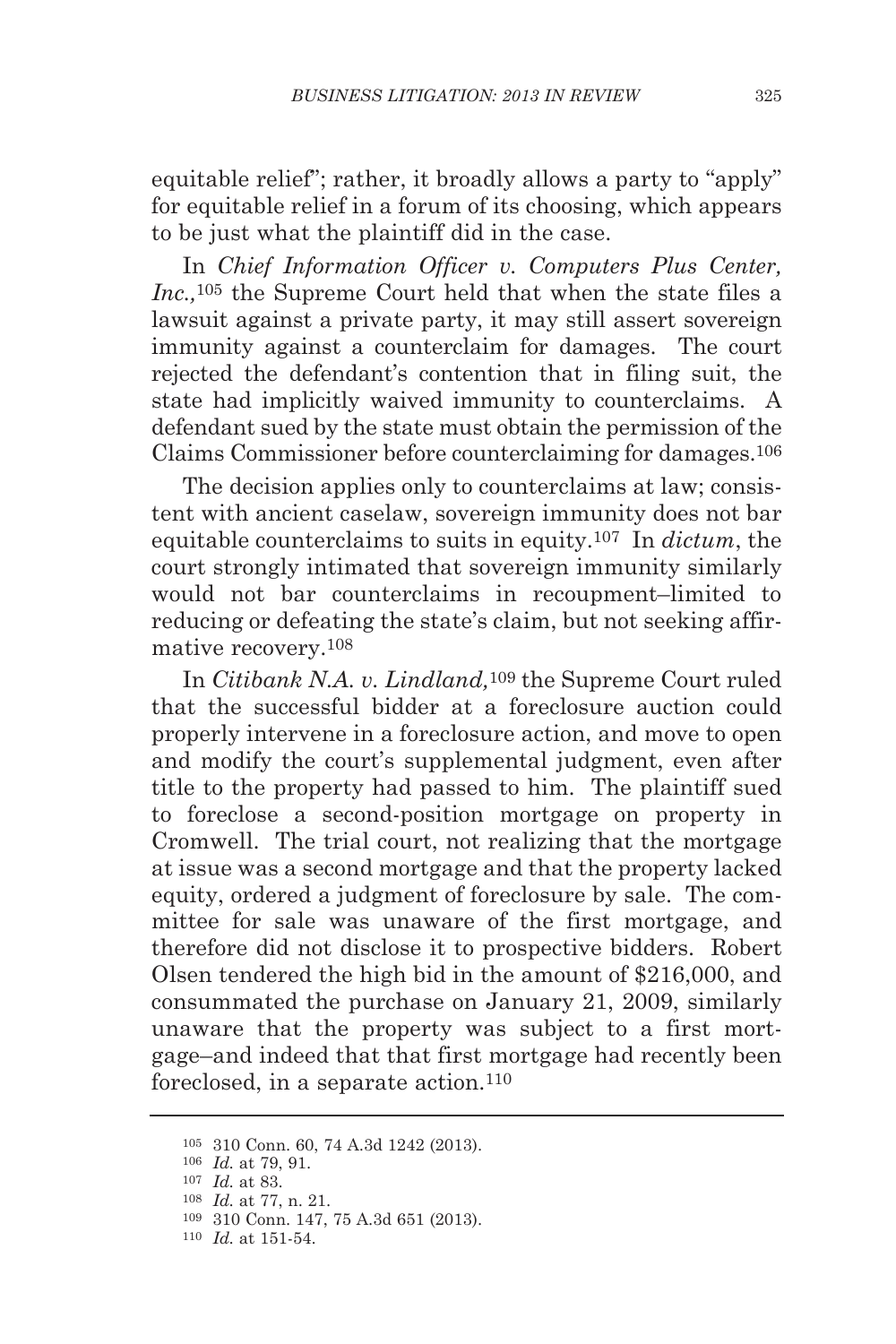equitable relief"; rather, it broadly allows a party to "apply" for equitable relief in a forum of its choosing, which appears to be just what the plaintiff did in the case.

In *Chief Information Officer v. Computers Plus Center, Inc.,*[105] the Supreme Court held that when the state files a lawsuit against a private party, it may still assert sovereign immunity against a counterclaim for damages. The court rejected the defendant's contention that in filing suit, the state had implicitly waived immunity to counterclaims. A defendant sued by the state must obtain the permission of the Claims Commissioner before counterclaiming for damages.[106]

The decision applies only to counterclaims at law; consistent with ancient caselaw, sovereign immunity does not bar equitable counterclaims to suits in equity.[107] In *dictum*, the court strongly intimated that sovereign immunity similarly would not bar counterclaims in recoupment–limited to reducing or defeating the state's claim, but not seeking affirmative recovery.[108]

In *Citibank N.A. v. Lindland,*[109] the Supreme Court ruled that the successful bidder at a foreclosure auction could properly intervene in a foreclosure action, and move to open and modify the court's supplemental judgment, even after title to the property had passed to him. The plaintiff sued to foreclose a second-position mortgage on property in Cromwell. The trial court, not realizing that the mortgage at issue was a second mortgage and that the property lacked equity, ordered a judgment of foreclosure by sale. The committee for sale was unaware of the first mortgage, and therefore did not disclose it to prospective bidders. Robert Olsen tendered the high bid in the amount of $216,000, and consummated the purchase on January 21, 2009, similarly unaware that the property was subject to a first mortgage–and indeed that that first mortgage had recently been foreclosed, in a separate action.[110]

---

[105] 310 Conn. 60, 74 A.3d 1242 (2013).

[106] *Id.* at 79, 91.

[107] *Id.* at 83.

[108] *Id.* at 77, n. 21.

[109] 310 Conn. 147, 75 A.3d 651 (2013).

[110] *Id.* at 151-54.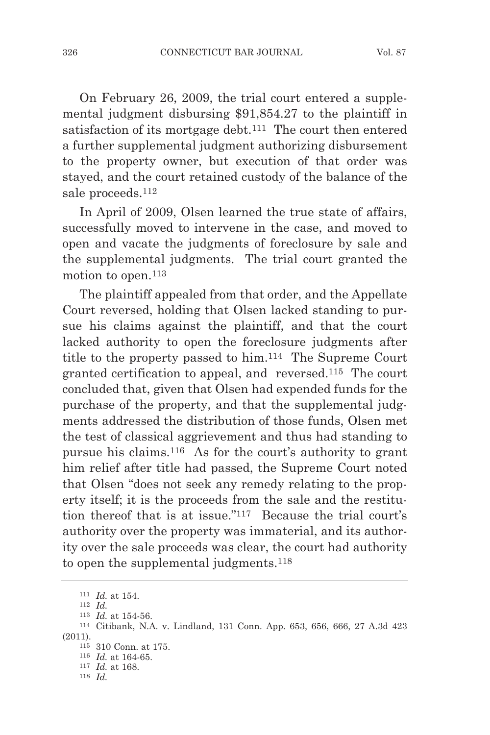On February 26, 2009, the trial court entered a supplemental judgment disbursing $91,854.27 to the plaintiff in satisfaction of its mortgage debt.[111] The court then entered a further supplemental judgment authorizing disbursement to the property owner, but execution of that order was stayed, and the court retained custody of the balance of the sale proceeds.[112]

In April of 2009, Olsen learned the true state of affairs, successfully moved to intervene in the case, and moved to open and vacate the judgments of foreclosure by sale and the supplemental judgments. The trial court granted the motion to open.[113]

The plaintiff appealed from that order, and the Appellate Court reversed, holding that Olsen lacked standing to pursue his claims against the plaintiff, and that the court lacked authority to open the foreclosure judgments after title to the property passed to him.[114] The Supreme Court granted certification to appeal, and reversed.[115] The court concluded that, given that Olsen had expended funds for the purchase of the property, and that the supplemental judgments addressed the distribution of those funds, Olsen met the test of classical aggrievement and thus had standing to pursue his claims.[116] As for the court's authority to grant him relief after title had passed, the Supreme Court noted that Olsen "does not seek any remedy relating to the property itself; it is the proceeds from the sale and the restitution thereof that is at issue."[117] Because the trial court's authority over the property was immaterial, and its authority over the sale proceeds was clear, the court had authority to open the supplemental judgments.[118]

---

[111] *Id.* at 154.

[112] *Id.*

[113] *Id.* at 154-56.

[114] Citibank, N.A. v. Lindland, 131 Conn. App. 653, 656, 666, 27 A.3d 423 (2011).

[115] 310 Conn. at 175.

[116] *Id.* at 164-65.

[117] *Id.* at 168.

[118] *Id.*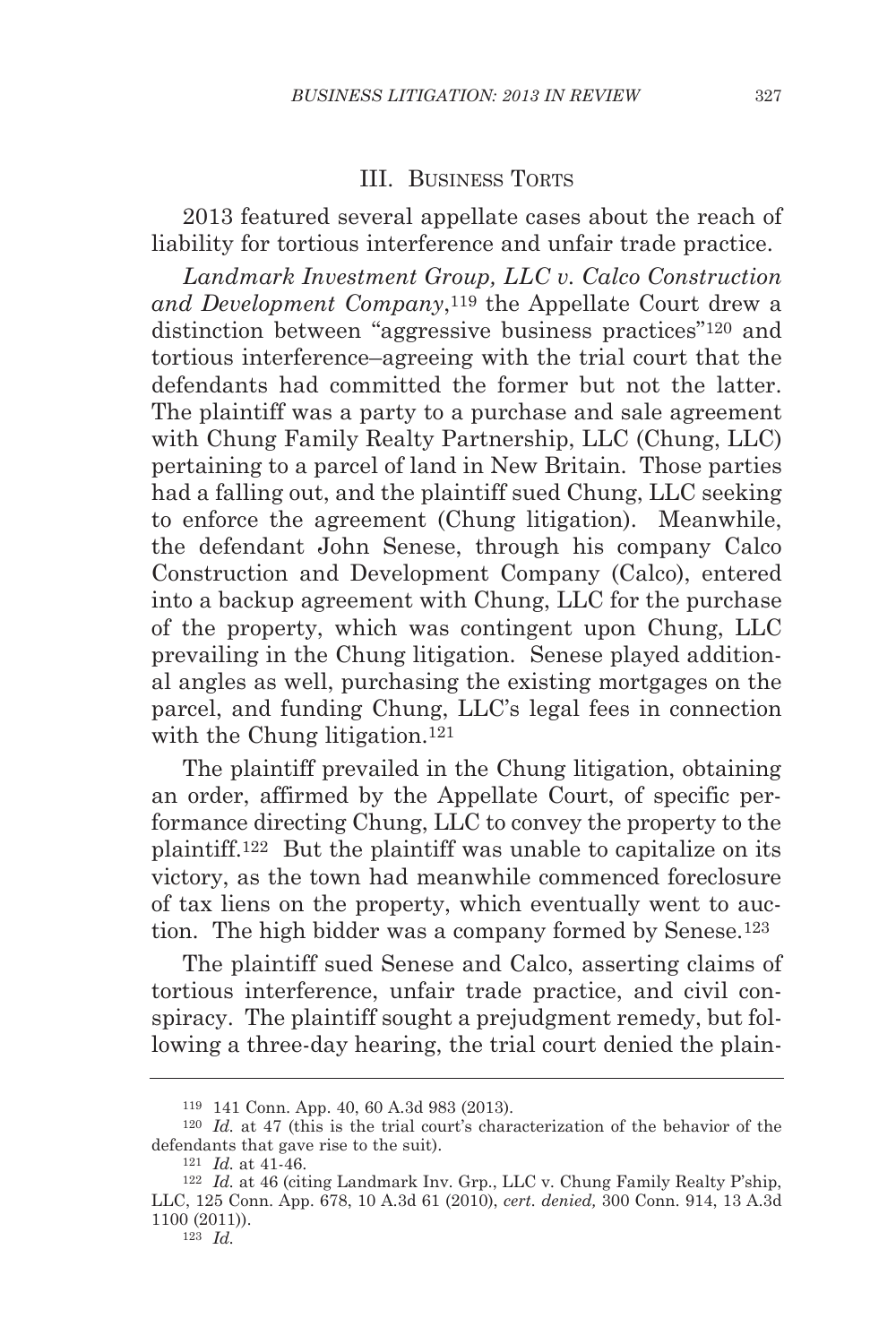## III. Business Torts

2013 featured several appellate cases about the reach of liability for tortious interference and unfair trade practice.

*Landmark Investment Group, LLC v. Calco Construction and Development Company*,[119] the Appellate Court drew a distinction between "aggressive business practices"[120] and tortious interference–agreeing with the trial court that the defendants had committed the former but not the latter. The plaintiff was a party to a purchase and sale agreement with Chung Family Realty Partnership, LLC (Chung, LLC) pertaining to a parcel of land in New Britain. Those parties had a falling out, and the plaintiff sued Chung, LLC seeking to enforce the agreement (Chung litigation). Meanwhile, the defendant John Senese, through his company Calco Construction and Development Company (Calco), entered into a backup agreement with Chung, LLC for the purchase of the property, which was contingent upon Chung, LLC prevailing in the Chung litigation. Senese played additional angles as well, purchasing the existing mortgages on the parcel, and funding Chung, LLC's legal fees in connection with the Chung litigation.[121]

The plaintiff prevailed in the Chung litigation, obtaining an order, affirmed by the Appellate Court, of specific performance directing Chung, LLC to convey the property to the plaintiff.[122] But the plaintiff was unable to capitalize on its victory, as the town had meanwhile commenced foreclosure of tax liens on the property, which eventually went to auction. The high bidder was a company formed by Senese.[123]

The plaintiff sued Senese and Calco, asserting claims of tortious interference, unfair trade practice, and civil conspiracy. The plaintiff sought a prejudgment remedy, but following a three-day hearing, the trial court denied the plain-

---

[119] 141 Conn. App. 40, 60 A.3d 983 (2013).

[120] *Id.* at 47 (this is the trial court's characterization of the behavior of the defendants that gave rise to the suit).

[121] *Id.* at 41-46.

[122] *Id.* at 46 (citing Landmark Inv. Grp., LLC v. Chung Family Realty P'ship, LLC, 125 Conn. App. 678, 10 A.3d 61 (2010), *cert. denied,* 300 Conn. 914, 13 A.3d 1100 (2011)).

[123] *Id.*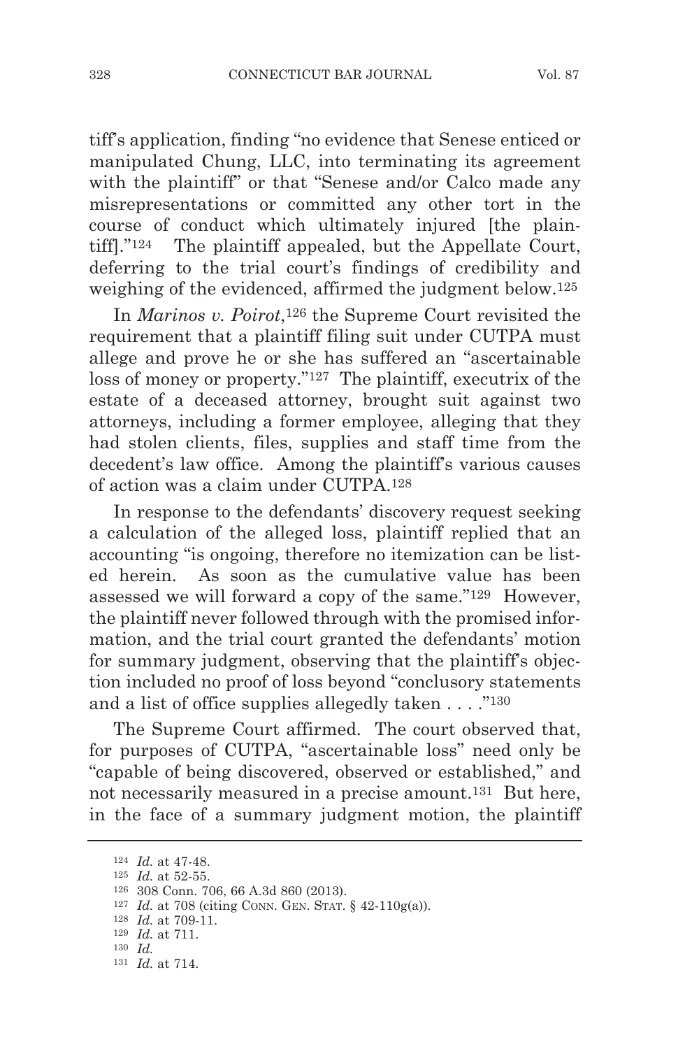tiff's application, finding "no evidence that Senese enticed or manipulated Chung, LLC, into terminating its agreement with the plaintiff" or that "Senese and/or Calco made any misrepresentations or committed any other tort in the course of conduct which ultimately injured [the plaintiff]."[124] The plaintiff appealed, but the Appellate Court, deferring to the trial court's findings of credibility and weighing of the evidenced, affirmed the judgment below.[125]

In *Marinos v. Poirot*,[126] the Supreme Court revisited the requirement that a plaintiff filing suit under CUTPA must allege and prove he or she has suffered an "ascertainable loss of money or property."[127] The plaintiff, executrix of the estate of a deceased attorney, brought suit against two attorneys, including a former employee, alleging that they had stolen clients, files, supplies and staff time from the decedent's law office. Among the plaintiff's various causes of action was a claim under CUTPA.[128]

In response to the defendants' discovery request seeking a calculation of the alleged loss, plaintiff replied that an accounting "is ongoing, therefore no itemization can be listed herein. As soon as the cumulative value has been assessed we will forward a copy of the same."[129] However, the plaintiff never followed through with the promised information, and the trial court granted the defendants' motion for summary judgment, observing that the plaintiff's objection included no proof of loss beyond "conclusory statements and a list of office supplies allegedly taken . . . ."[130]

The Supreme Court affirmed. The court observed that, for purposes of CUTPA, "ascertainable loss" need only be "capable of being discovered, observed or established," and not necessarily measured in a precise amount.[131] But here, in the face of a summary judgment motion, the plaintiff

---

[124] *Id.* at 47-48.

[125] *Id.* at 52-55.

[126] 308 Conn. 706, 66 A.3d 860 (2013).

[127] *Id.* at 708 (citing CONN. GEN. STAT. § 42-110g(a)).

[128] *Id.* at 709-11.

[129] *Id.* at 711.

[130] *Id.*

[131] *Id.* at 714.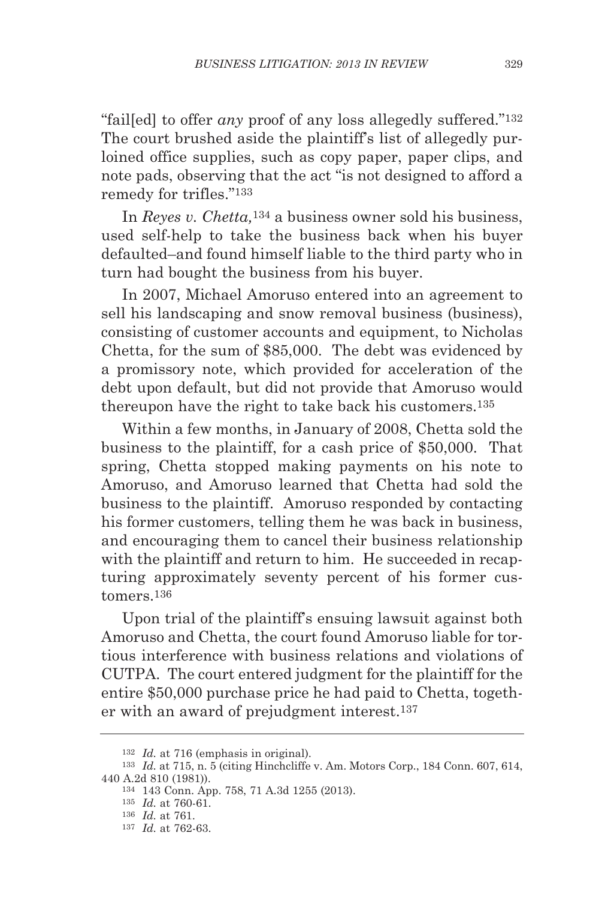"fail[ed] to offer *any* proof of any loss allegedly suffered."[132] The court brushed aside the plaintiff's list of allegedly purloined office supplies, such as copy paper, paper clips, and note pads, observing that the act "is not designed to afford a remedy for trifles."[133]

In *Reyes v. Chetta,*[134] a business owner sold his business, used self-help to take the business back when his buyer defaulted–and found himself liable to the third party who in turn had bought the business from his buyer.

In 2007, Michael Amoruso entered into an agreement to sell his landscaping and snow removal business (business), consisting of customer accounts and equipment, to Nicholas Chetta, for the sum of $85,000. The debt was evidenced by a promissory note, which provided for acceleration of the debt upon default, but did not provide that Amoruso would thereupon have the right to take back his customers.[135]

Within a few months, in January of 2008, Chetta sold the business to the plaintiff, for a cash price of $50,000. That spring, Chetta stopped making payments on his note to Amoruso, and Amoruso learned that Chetta had sold the business to the plaintiff. Amoruso responded by contacting his former customers, telling them he was back in business, and encouraging them to cancel their business relationship with the plaintiff and return to him. He succeeded in recapturing approximately seventy percent of his former customers.[136]

Upon trial of the plaintiff's ensuing lawsuit against both Amoruso and Chetta, the court found Amoruso liable for tortious interference with business relations and violations of CUTPA. The court entered judgment for the plaintiff for the entire $50,000 purchase price he had paid to Chetta, together with an award of prejudgment interest.[137]

---

[132] *Id.* at 716 (emphasis in original).

[133] *Id.* at 715, n. 5 (citing Hinchcliffe v. Am. Motors Corp., 184 Conn. 607, 614, 440 A.2d 810 (1981)).

[134] 143 Conn. App. 758, 71 A.3d 1255 (2013).

[135] *Id.* at 760-61.

[136] *Id.* at 761.

[137] *Id.* at 762-63.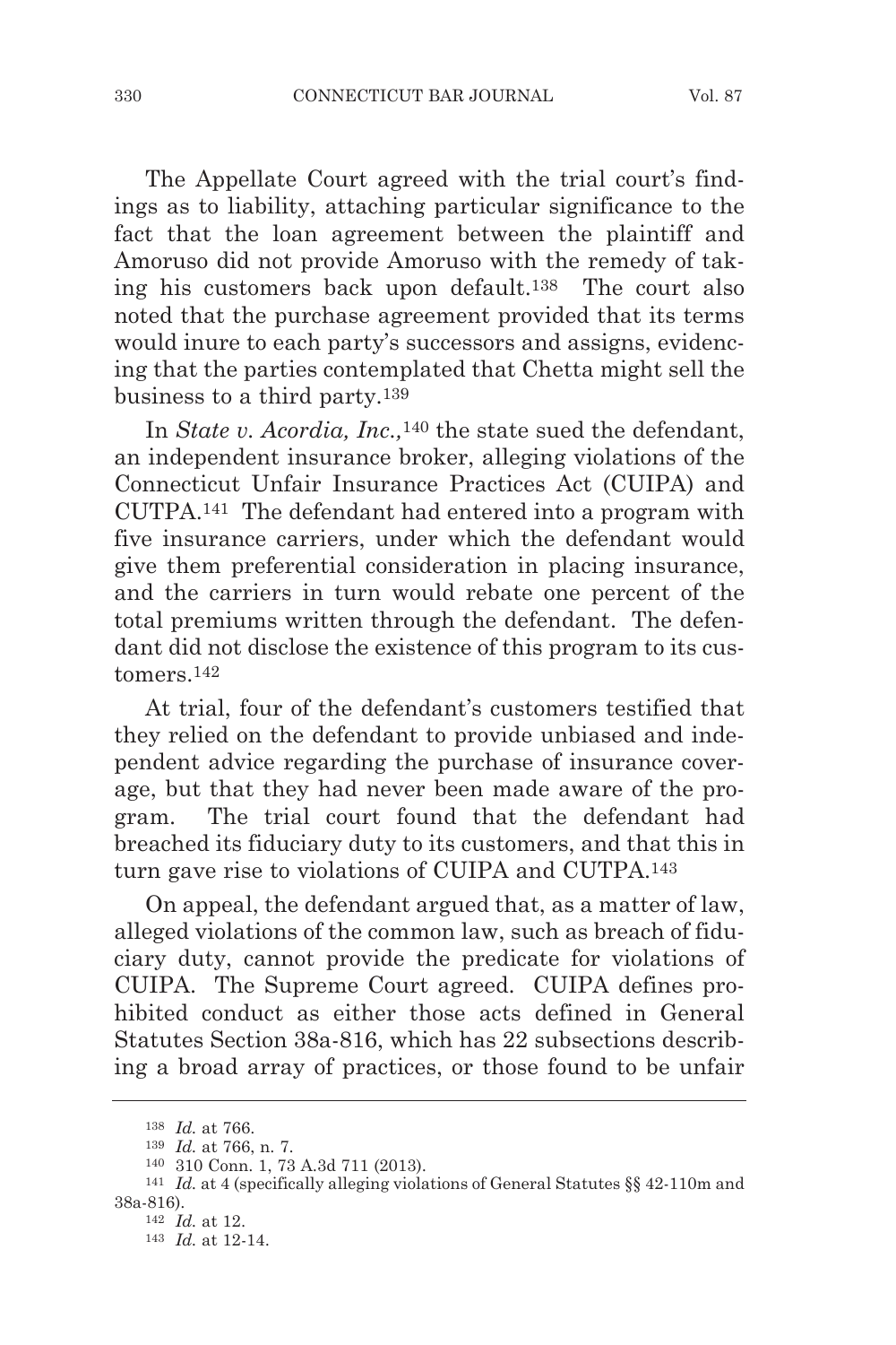The Appellate Court agreed with the trial court's findings as to liability, attaching particular significance to the fact that the loan agreement between the plaintiff and Amoruso did not provide Amoruso with the remedy of taking his customers back upon default.[138] The court also noted that the purchase agreement provided that its terms would inure to each party's successors and assigns, evidencing that the parties contemplated that Chetta might sell the business to a third party.[139]

In *State v. Acordia, Inc.,*[140] the state sued the defendant, an independent insurance broker, alleging violations of the Connecticut Unfair Insurance Practices Act (CUIPA) and CUTPA.[141] The defendant had entered into a program with five insurance carriers, under which the defendant would give them preferential consideration in placing insurance, and the carriers in turn would rebate one percent of the total premiums written through the defendant. The defendant did not disclose the existence of this program to its customers.[142]

At trial, four of the defendant's customers testified that they relied on the defendant to provide unbiased and independent advice regarding the purchase of insurance coverage, but that they had never been made aware of the program. The trial court found that the defendant had breached its fiduciary duty to its customers, and that this in turn gave rise to violations of CUIPA and CUTPA.[143]

On appeal, the defendant argued that, as a matter of law, alleged violations of the common law, such as breach of fiduciary duty, cannot provide the predicate for violations of CUIPA. The Supreme Court agreed. CUIPA defines prohibited conduct as either those acts defined in General Statutes Section 38a-816, which has 22 subsections describing a broad array of practices, or those found to be unfair

---

[138] *Id.* at 766.

[139] *Id.* at 766, n. 7.

[140] 310 Conn. 1, 73 A.3d 711 (2013).

[141] *Id.* at 4 (specifically alleging violations of General Statutes §§ 42-110m and 38a-816).

[142] *Id.* at 12.

[143] *Id.* at 12-14.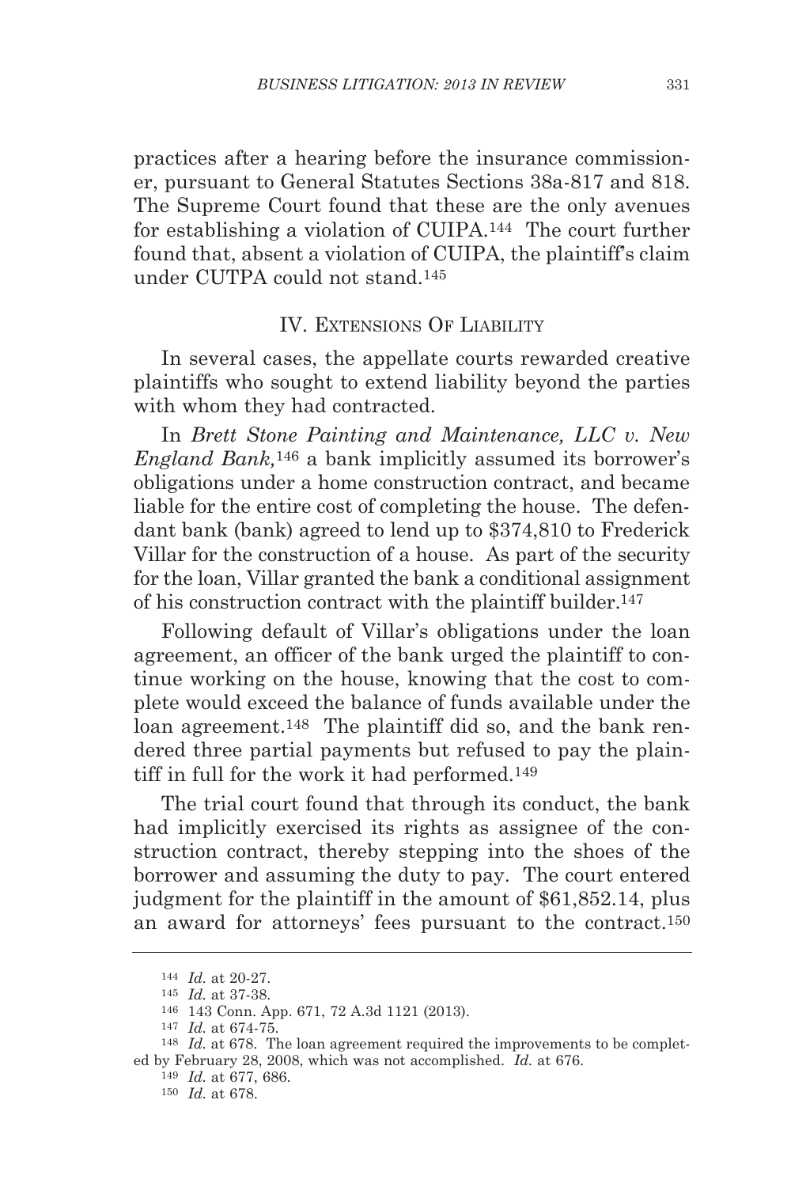practices after a hearing before the insurance commissioner, pursuant to General Statutes Sections 38a-817 and 818. The Supreme Court found that these are the only avenues for establishing a violation of CUIPA.[144] The court further found that, absent a violation of CUIPA, the plaintiff's claim under CUTPA could not stand.[145]

## IV. Extensions Of Liability

In several cases, the appellate courts rewarded creative plaintiffs who sought to extend liability beyond the parties with whom they had contracted.

In *Brett Stone Painting and Maintenance, LLC v. New England Bank,*[146] a bank implicitly assumed its borrower's obligations under a home construction contract, and became liable for the entire cost of completing the house. The defendant bank (bank) agreed to lend up to $374,810 to Frederick Villar for the construction of a house. As part of the security for the loan, Villar granted the bank a conditional assignment of his construction contract with the plaintiff builder.[147]

Following default of Villar's obligations under the loan agreement, an officer of the bank urged the plaintiff to continue working on the house, knowing that the cost to complete would exceed the balance of funds available under the loan agreement.[148] The plaintiff did so, and the bank rendered three partial payments but refused to pay the plaintiff in full for the work it had performed.[149]

The trial court found that through its conduct, the bank had implicitly exercised its rights as assignee of the construction contract, thereby stepping into the shoes of the borrower and assuming the duty to pay. The court entered judgment for the plaintiff in the amount of $61,852.14, plus an award for attorneys' fees pursuant to the contract.[150]

---

[144] *Id.* at 20-27.

[145] *Id.* at 37-38.

[146] 143 Conn. App. 671, 72 A.3d 1121 (2013).

[147] *Id.* at 674-75.

[148] *Id.* at 678. The loan agreement required the improvements to be completed by February 28, 2008, which was not accomplished. *Id.* at 676.

[149] *Id.* at 677, 686.

[150] *Id.* at 678.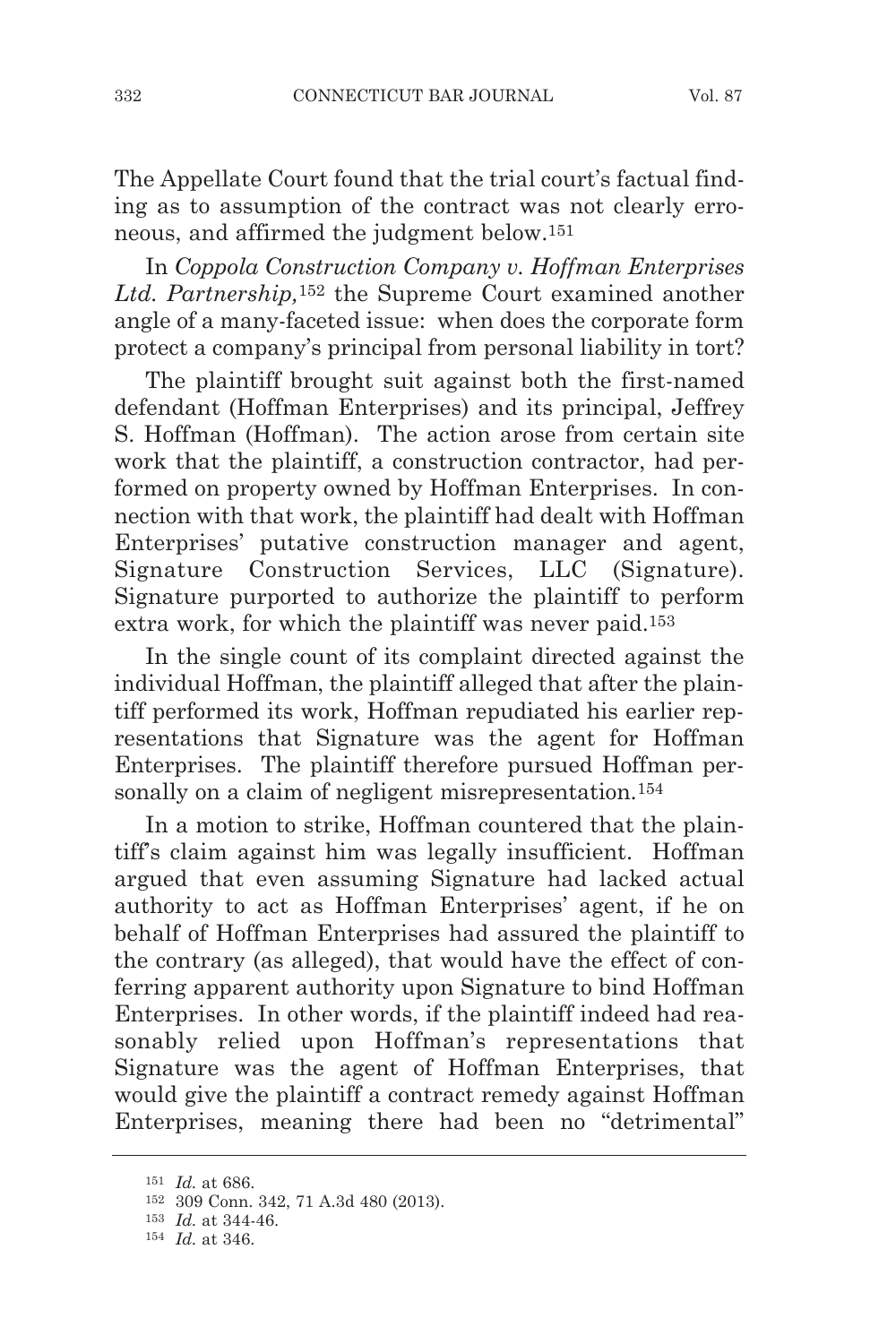The Appellate Court found that the trial court's factual finding as to assumption of the contract was not clearly erroneous, and affirmed the judgment below.[151]

In *Coppola Construction Company v. Hoffman Enterprises Ltd. Partnership,*[152] the Supreme Court examined another angle of a many-faceted issue: when does the corporate form protect a company's principal from personal liability in tort?

The plaintiff brought suit against both the first-named defendant (Hoffman Enterprises) and its principal, Jeffrey S. Hoffman (Hoffman). The action arose from certain site work that the plaintiff, a construction contractor, had performed on property owned by Hoffman Enterprises. In connection with that work, the plaintiff had dealt with Hoffman Enterprises' putative construction manager and agent, Signature Construction Services, LLC (Signature). Signature purported to authorize the plaintiff to perform extra work, for which the plaintiff was never paid.[153]

In the single count of its complaint directed against the individual Hoffman, the plaintiff alleged that after the plaintiff performed its work, Hoffman repudiated his earlier representations that Signature was the agent for Hoffman Enterprises. The plaintiff therefore pursued Hoffman personally on a claim of negligent misrepresentation.[154]

In a motion to strike, Hoffman countered that the plaintiff's claim against him was legally insufficient. Hoffman argued that even assuming Signature had lacked actual authority to act as Hoffman Enterprises' agent, if he on behalf of Hoffman Enterprises had assured the plaintiff to the contrary (as alleged), that would have the effect of conferring apparent authority upon Signature to bind Hoffman Enterprises. In other words, if the plaintiff indeed had reasonably relied upon Hoffman's representations that Signature was the agent of Hoffman Enterprises, that would give the plaintiff a contract remedy against Hoffman Enterprises, meaning there had been no "detrimental"

[151] *Id.* at 686.

[152] 309 Conn. 342, 71 A.3d 480 (2013).

[153] *Id.* at 344-46.

[154] *Id.* at 346.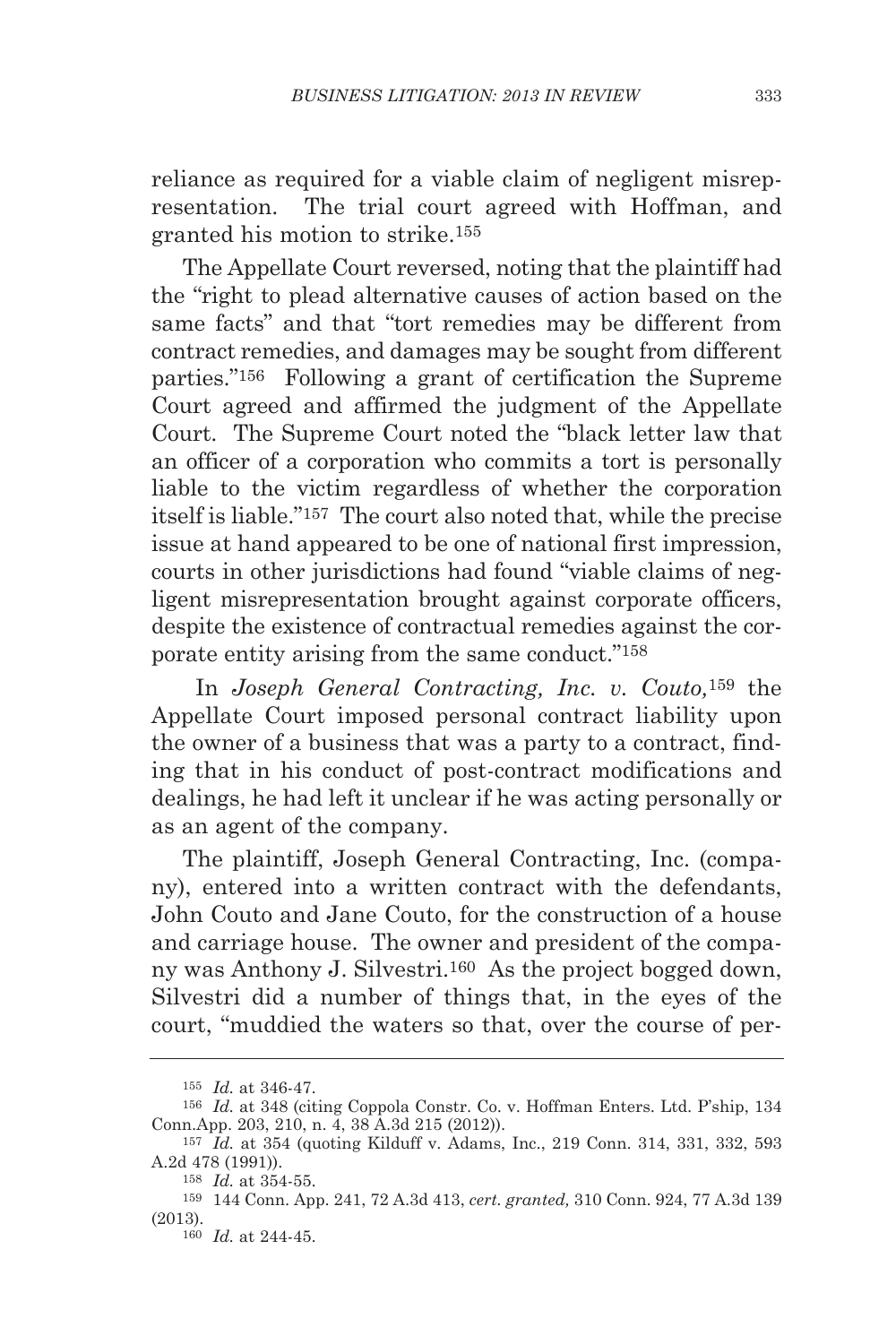reliance as required for a viable claim of negligent misrepresentation. The trial court agreed with Hoffman, and granted his motion to strike.[155]

The Appellate Court reversed, noting that the plaintiff had the "right to plead alternative causes of action based on the same facts" and that "tort remedies may be different from contract remedies, and damages may be sought from different parties."[156] Following a grant of certification the Supreme Court agreed and affirmed the judgment of the Appellate Court. The Supreme Court noted the "black letter law that an officer of a corporation who commits a tort is personally liable to the victim regardless of whether the corporation itself is liable."[157] The court also noted that, while the precise issue at hand appeared to be one of national first impression, courts in other jurisdictions had found "viable claims of negligent misrepresentation brought against corporate officers, despite the existence of contractual remedies against the corporate entity arising from the same conduct."[158]

In *Joseph General Contracting, Inc. v. Couto,*[159] the Appellate Court imposed personal contract liability upon the owner of a business that was a party to a contract, finding that in his conduct of post-contract modifications and dealings, he had left it unclear if he was acting personally or as an agent of the company.

The plaintiff, Joseph General Contracting, Inc. (company), entered into a written contract with the defendants, John Couto and Jane Couto, for the construction of a house and carriage house. The owner and president of the company was Anthony J. Silvestri.[160] As the project bogged down, Silvestri did a number of things that, in the eyes of the court, "muddied the waters so that, over the course of per-

---

[155] *Id.* at 346-47.

[156] *Id.* at 348 (citing Coppola Constr. Co. v. Hoffman Enters. Ltd. P'ship, 134 Conn.App. 203, 210, n. 4, 38 A.3d 215 (2012)).

[157] *Id.* at 354 (quoting Kilduff v. Adams, Inc., 219 Conn. 314, 331, 332, 593 A.2d 478 (1991)).

[158] *Id.* at 354-55.

[159] 144 Conn. App. 241, 72 A.3d 413, *cert. granted,* 310 Conn. 924, 77 A.3d 139 (2013).

[160] *Id.* at 244-45.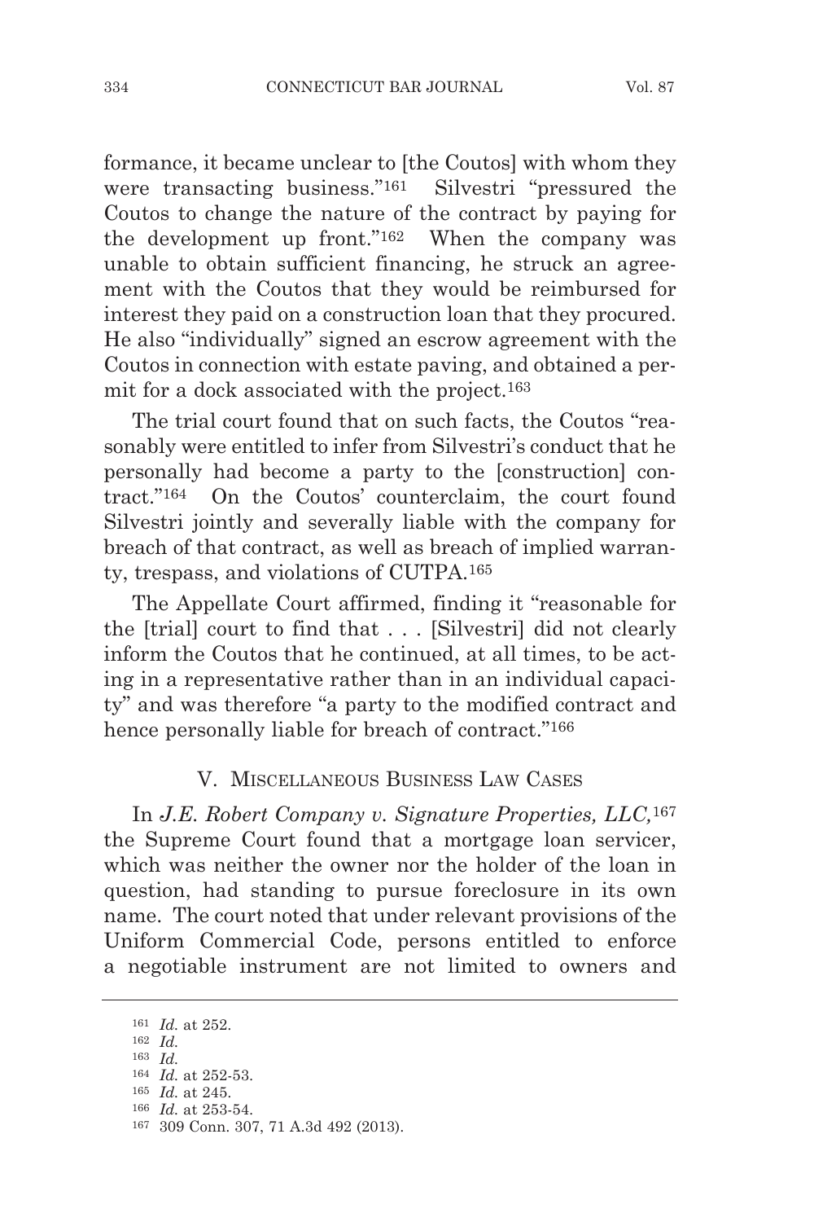formance, it became unclear to [the Coutos] with whom they were transacting business."[161] Silvestri "pressured the Coutos to change the nature of the contract by paying for the development up front."[162] When the company was unable to obtain sufficient financing, he struck an agreement with the Coutos that they would be reimbursed for interest they paid on a construction loan that they procured. He also "individually" signed an escrow agreement with the Coutos in connection with estate paving, and obtained a permit for a dock associated with the project.[163]

The trial court found that on such facts, the Coutos "reasonably were entitled to infer from Silvestri's conduct that he personally had become a party to the [construction] contract."[164] On the Coutos' counterclaim, the court found Silvestri jointly and severally liable with the company for breach of that contract, as well as breach of implied warranty, trespass, and violations of CUTPA.[165]

The Appellate Court affirmed, finding it "reasonable for the [trial] court to find that . . . [Silvestri] did not clearly inform the Coutos that he continued, at all times, to be acting in a representative rather than in an individual capacity" and was therefore "a party to the modified contract and hence personally liable for breach of contract."[166]

## V. Miscellaneous Business Law Cases

In *J.E. Robert Company v. Signature Properties, LLC,*[167] the Supreme Court found that a mortgage loan servicer, which was neither the owner nor the holder of the loan in question, had standing to pursue foreclosure in its own name. The court noted that under relevant provisions of the Uniform Commercial Code, persons entitled to enforce a negotiable instrument are not limited to owners and

---

[161] *Id.* at 252.
[162] *Id.*
[163] *Id.*
[164] *Id.* at 252-53.
[165] *Id.* at 245.
[166] *Id.* at 253-54.
[167] 309 Conn. 307, 71 A.3d 492 (2013).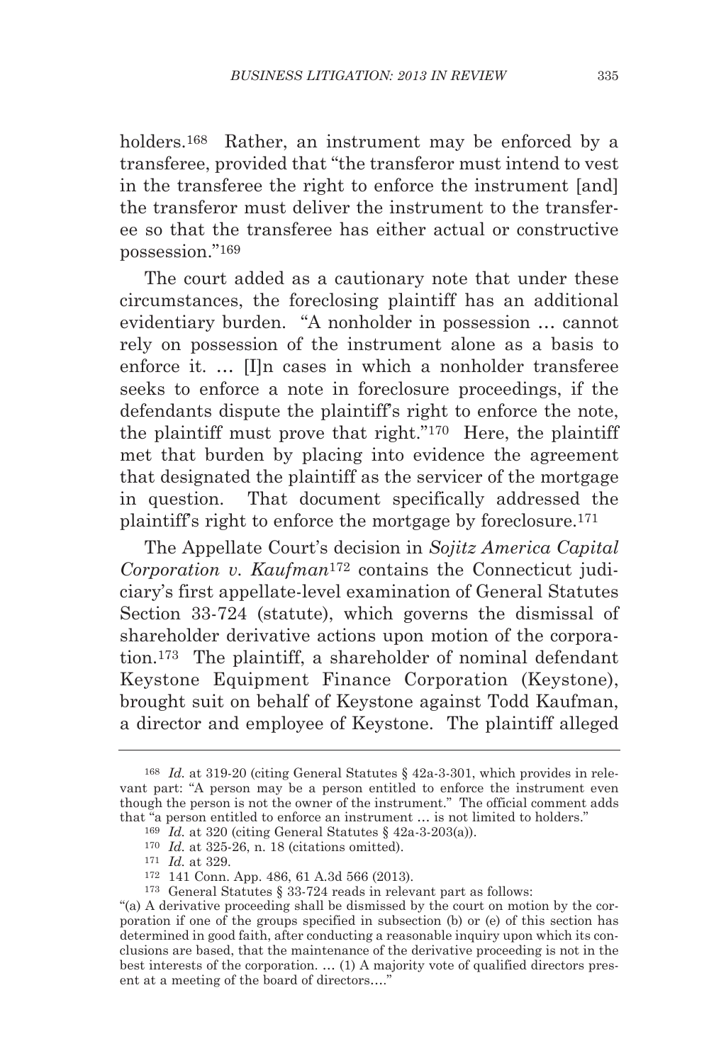holders.[168] Rather, an instrument may be enforced by a transferee, provided that "the transferor must intend to vest in the transferee the right to enforce the instrument [and] the transferor must deliver the instrument to the transferee so that the transferee has either actual or constructive possession."[169]

The court added as a cautionary note that under these circumstances, the foreclosing plaintiff has an additional evidentiary burden. "A nonholder in possession … cannot rely on possession of the instrument alone as a basis to enforce it. … [I]n cases in which a nonholder transferee seeks to enforce a note in foreclosure proceedings, if the defendants dispute the plaintiff's right to enforce the note, the plaintiff must prove that right."[170] Here, the plaintiff met that burden by placing into evidence the agreement that designated the plaintiff as the servicer of the mortgage in question. That document specifically addressed the plaintiff's right to enforce the mortgage by foreclosure.[171]

The Appellate Court's decision in *Sojitz America Capital Corporation v. Kaufman*[172] contains the Connecticut judiciary's first appellate-level examination of General Statutes Section 33-724 (statute), which governs the dismissal of shareholder derivative actions upon motion of the corporation.[173] The plaintiff, a shareholder of nominal defendant Keystone Equipment Finance Corporation (Keystone), brought suit on behalf of Keystone against Todd Kaufman, a director and employee of Keystone. The plaintiff alleged

---

[168] *Id.* at 319-20 (citing General Statutes § 42a-3-301, which provides in relevant part: "A person may be a person entitled to enforce the instrument even though the person is not the owner of the instrument." The official comment adds that "a person entitled to enforce an instrument … is not limited to holders."

[169] *Id.* at 320 (citing General Statutes § 42a-3-203(a)).

[170] *Id.* at 325-26, n. 18 (citations omitted).

[171] *Id.* at 329.

[172] 141 Conn. App. 486, 61 A.3d 566 (2013).

[173] General Statutes § 33-724 reads in relevant part as follows:
"(a) A derivative proceeding shall be dismissed by the court on motion by the corporation if one of the groups specified in subsection (b) or (e) of this section has determined in good faith, after conducting a reasonable inquiry upon which its conclusions are based, that the maintenance of the derivative proceeding is not in the best interests of the corporation. … (1) A majority vote of qualified directors present at a meeting of the board of directors…."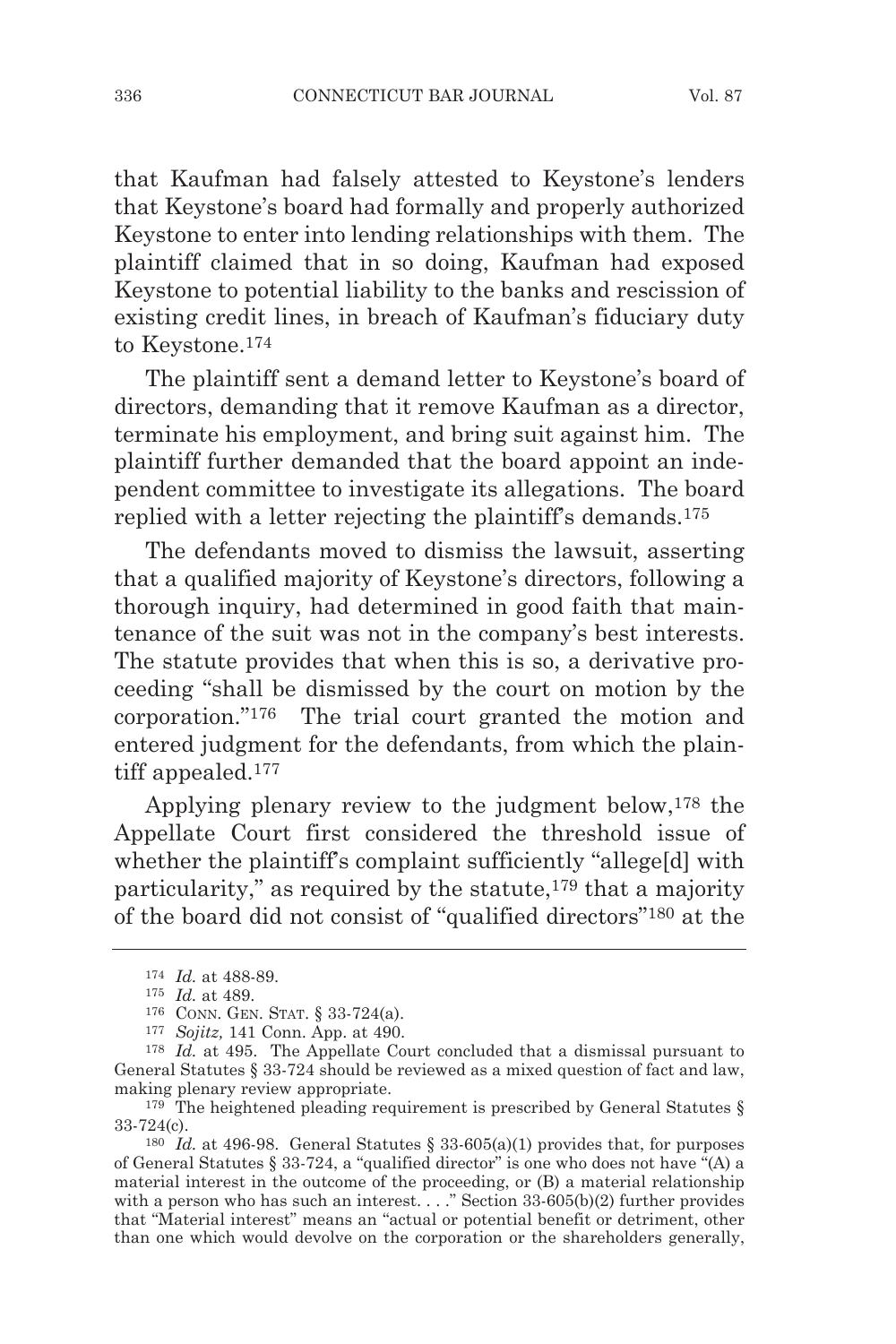that Kaufman had falsely attested to Keystone's lenders that Keystone's board had formally and properly authorized Keystone to enter into lending relationships with them. The plaintiff claimed that in so doing, Kaufman had exposed Keystone to potential liability to the banks and rescission of existing credit lines, in breach of Kaufman's fiduciary duty to Keystone.[174]

The plaintiff sent a demand letter to Keystone's board of directors, demanding that it remove Kaufman as a director, terminate his employment, and bring suit against him. The plaintiff further demanded that the board appoint an independent committee to investigate its allegations. The board replied with a letter rejecting the plaintiff's demands.[175]

The defendants moved to dismiss the lawsuit, asserting that a qualified majority of Keystone's directors, following a thorough inquiry, had determined in good faith that maintenance of the suit was not in the company's best interests. The statute provides that when this is so, a derivative proceeding "shall be dismissed by the court on motion by the corporation."[176] The trial court granted the motion and entered judgment for the defendants, from which the plaintiff appealed.[177]

Applying plenary review to the judgment below,[178] the Appellate Court first considered the threshold issue of whether the plaintiff's complaint sufficiently "allege[d] with particularity," as required by the statute,[179] that a majority of the board did not consist of "qualified directors"[180] at the

---

[174] *Id.* at 488-89.

[175] *Id.* at 489.

[176] CONN. GEN. STAT. § 33-724(a).

[177] *Sojitz,* 141 Conn. App. at 490.

[178] *Id.* at 495. The Appellate Court concluded that a dismissal pursuant to General Statutes § 33-724 should be reviewed as a mixed question of fact and law, making plenary review appropriate.

[179] The heightened pleading requirement is prescribed by General Statutes § 33-724(c).

[180] *Id.* at 496-98. General Statutes § 33-605(a)(1) provides that, for purposes of General Statutes § 33-724, a "qualified director" is one who does not have "(A) a material interest in the outcome of the proceeding, or (B) a material relationship with a person who has such an interest. . . ." Section 33-605(b)(2) further provides that "Material interest" means an "actual or potential benefit or detriment, other than one which would devolve on the corporation or the shareholders generally,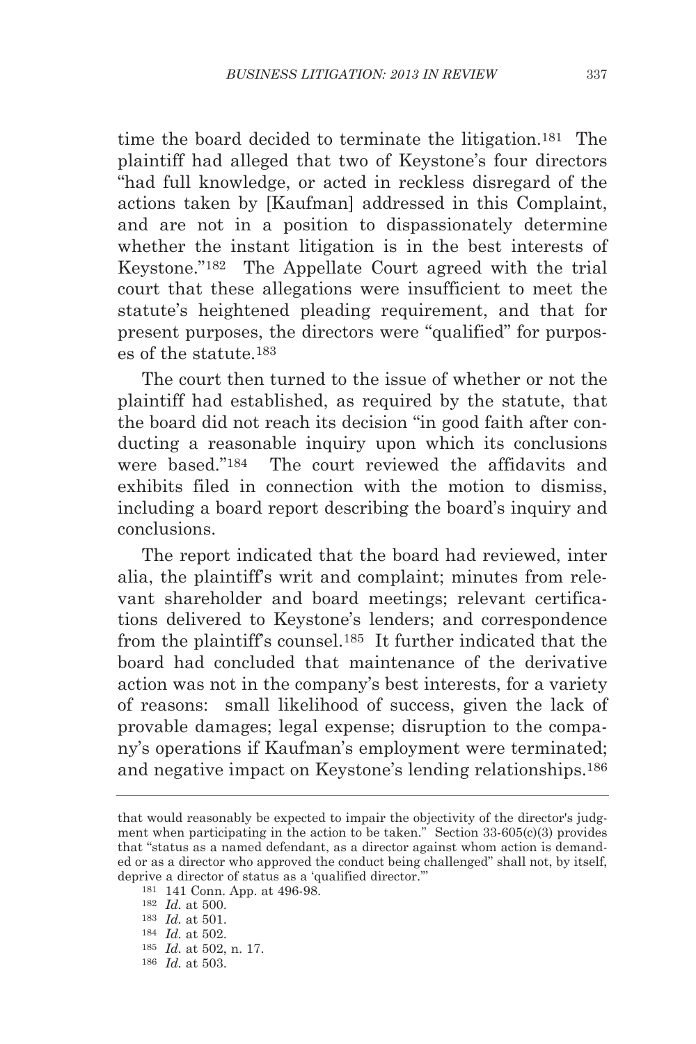time the board decided to terminate the litigation.[181] The plaintiff had alleged that two of Keystone's four directors "had full knowledge, or acted in reckless disregard of the actions taken by [Kaufman] addressed in this Complaint, and are not in a position to dispassionately determine whether the instant litigation is in the best interests of Keystone."[182] The Appellate Court agreed with the trial court that these allegations were insufficient to meet the statute's heightened pleading requirement, and that for present purposes, the directors were "qualified" for purposes of the statute.[183]

The court then turned to the issue of whether or not the plaintiff had established, as required by the statute, that the board did not reach its decision "in good faith after conducting a reasonable inquiry upon which its conclusions were based."[184] The court reviewed the affidavits and exhibits filed in connection with the motion to dismiss, including a board report describing the board's inquiry and conclusions.

The report indicated that the board had reviewed, inter alia, the plaintiff's writ and complaint; minutes from relevant shareholder and board meetings; relevant certifications delivered to Keystone's lenders; and correspondence from the plaintiff's counsel.[185] It further indicated that the board had concluded that maintenance of the derivative action was not in the company's best interests, for a variety of reasons: small likelihood of success, given the lack of provable damages; legal expense; disruption to the company's operations if Kaufman's employment were terminated; and negative impact on Keystone's lending relationships.[186]

---

that would reasonably be expected to impair the objectivity of the director's judgment when participating in the action to be taken." Section 33-605(c)(3) provides that "status as a named defendant, as a director against whom action is demanded or as a director who approved the conduct being challenged" shall not, by itself, deprive a director of status as a 'qualified director.'"

[181] 141 Conn. App. at 496-98.

[182] *Id.* at 500.

[183] *Id.* at 501.

[184] *Id.* at 502.

[185] *Id.* at 502, n. 17.

[186] *Id.* at 503.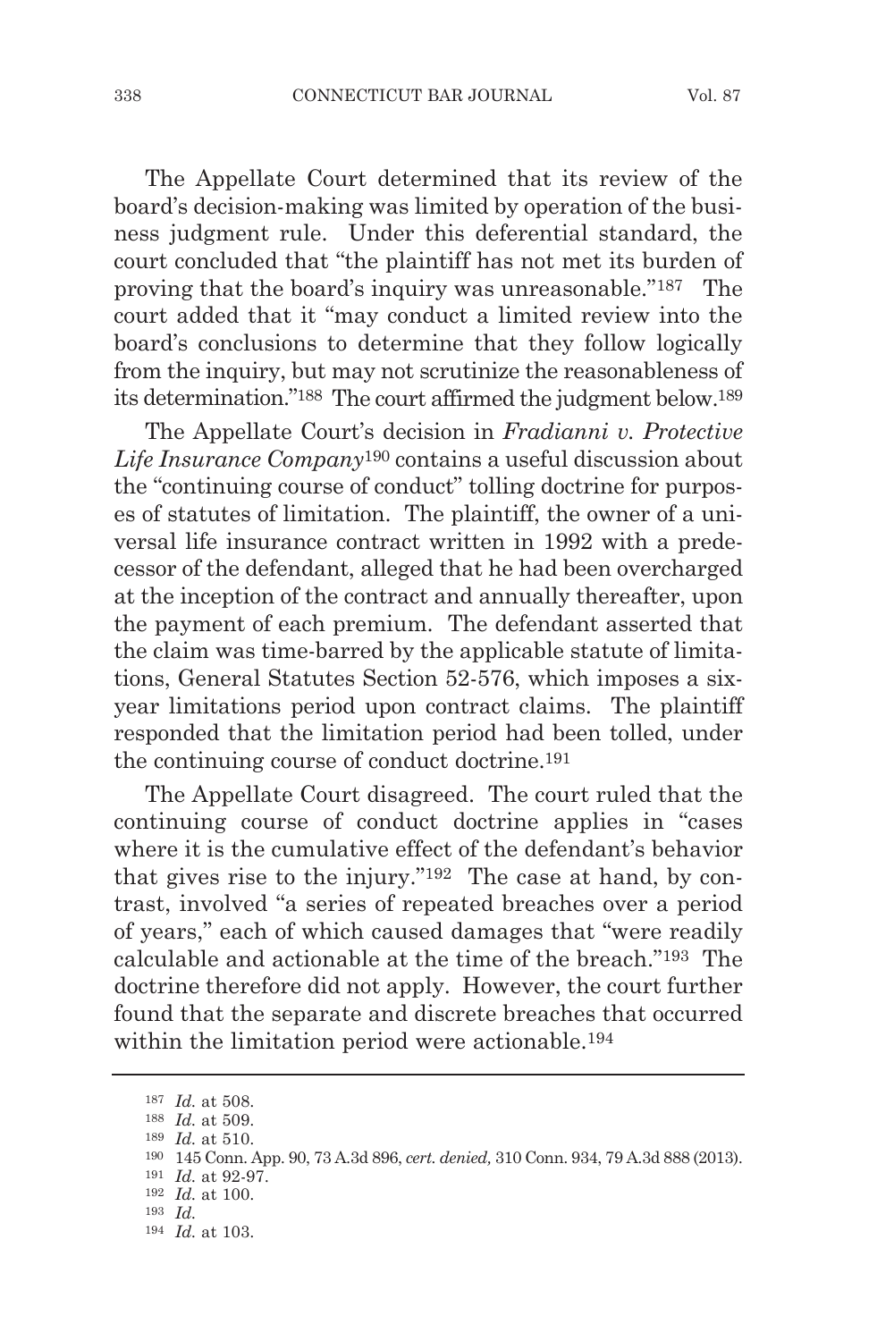The Appellate Court determined that its review of the board's decision-making was limited by operation of the business judgment rule. Under this deferential standard, the court concluded that "the plaintiff has not met its burden of proving that the board's inquiry was unreasonable."[187] The court added that it "may conduct a limited review into the board's conclusions to determine that they follow logically from the inquiry, but may not scrutinize the reasonableness of its determination."[188] The court affirmed the judgment below.[189]

The Appellate Court's decision in *Fradianni v. Protective Life Insurance Company*[190] contains a useful discussion about the "continuing course of conduct" tolling doctrine for purposes of statutes of limitation. The plaintiff, the owner of a universal life insurance contract written in 1992 with a predecessor of the defendant, alleged that he had been overcharged at the inception of the contract and annually thereafter, upon the payment of each premium. The defendant asserted that the claim was time-barred by the applicable statute of limitations, General Statutes Section 52-576, which imposes a six-year limitations period upon contract claims. The plaintiff responded that the limitation period had been tolled, under the continuing course of conduct doctrine.[191]

The Appellate Court disagreed. The court ruled that the continuing course of conduct doctrine applies in "cases where it is the cumulative effect of the defendant's behavior that gives rise to the injury."[192] The case at hand, by contrast, involved "a series of repeated breaches over a period of years," each of which caused damages that "were readily calculable and actionable at the time of the breach."[193] The doctrine therefore did not apply. However, the court further found that the separate and discrete breaches that occurred within the limitation period were actionable.[194]

---

[187] *Id.* at 508.

[188] *Id.* at 509.

[189] *Id.* at 510.

[190] 145 Conn. App. 90, 73 A.3d 896, *cert. denied,* 310 Conn. 934, 79 A.3d 888 (2013).

[191] *Id.* at 92-97.

[192] *Id.* at 100.

[193] *Id.*

[194] *Id.* at 103.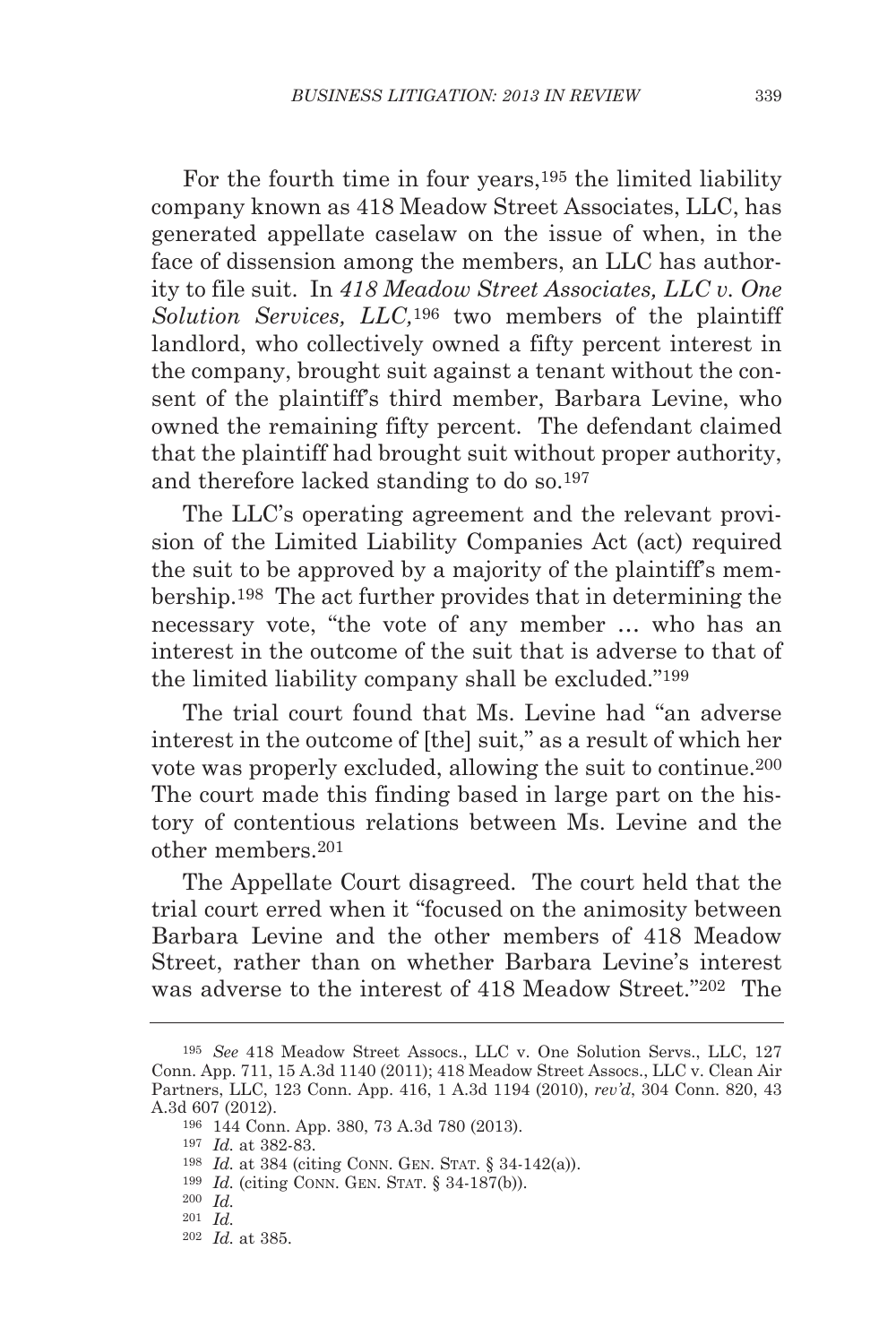For the fourth time in four years,[195] the limited liability company known as 418 Meadow Street Associates, LLC, has generated appellate caselaw on the issue of when, in the face of dissension among the members, an LLC has authority to file suit. In *418 Meadow Street Associates, LLC v. One Solution Services, LLC,*[196] two members of the plaintiff landlord, who collectively owned a fifty percent interest in the company, brought suit against a tenant without the consent of the plaintiff's third member, Barbara Levine, who owned the remaining fifty percent. The defendant claimed that the plaintiff had brought suit without proper authority, and therefore lacked standing to do so.[197]

The LLC's operating agreement and the relevant provision of the Limited Liability Companies Act (act) required the suit to be approved by a majority of the plaintiff's membership.[198] The act further provides that in determining the necessary vote, "the vote of any member … who has an interest in the outcome of the suit that is adverse to that of the limited liability company shall be excluded."[199]

The trial court found that Ms. Levine had "an adverse interest in the outcome of [the] suit," as a result of which her vote was properly excluded, allowing the suit to continue.[200] The court made this finding based in large part on the history of contentious relations between Ms. Levine and the other members.[201]

The Appellate Court disagreed. The court held that the trial court erred when it "focused on the animosity between Barbara Levine and the other members of 418 Meadow Street, rather than on whether Barbara Levine's interest was adverse to the interest of 418 Meadow Street."[202] The

---

[195] *See* 418 Meadow Street Assocs., LLC v. One Solution Servs., LLC, 127 Conn. App. 711, 15 A.3d 1140 (2011); 418 Meadow Street Assocs., LLC v. Clean Air Partners, LLC, 123 Conn. App. 416, 1 A.3d 1194 (2010), *rev'd*, 304 Conn. 820, 43 A.3d 607 (2012).

[196] 144 Conn. App. 380, 73 A.3d 780 (2013).

[197] *Id.* at 382-83.

[198] *Id.* at 384 (citing CONN. GEN. STAT. § 34-142(a)).

[199] *Id.* (citing CONN. GEN. STAT. § 34-187(b)).

[200] *Id.*

[201] *Id.*

[202] *Id.* at 385.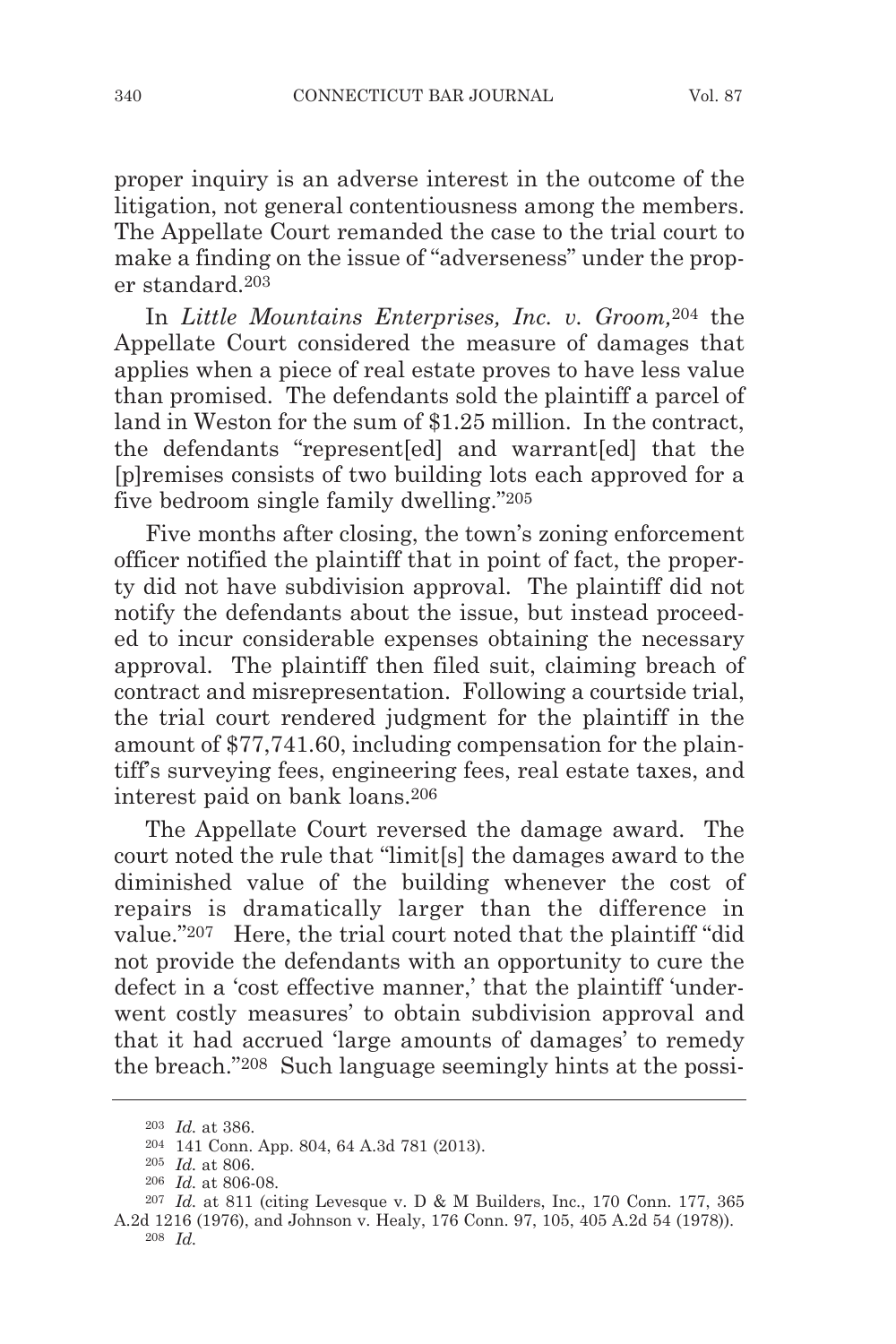proper inquiry is an adverse interest in the outcome of the litigation, not general contentiousness among the members. The Appellate Court remanded the case to the trial court to make a finding on the issue of "adverseness" under the proper standard.[203]

In *Little Mountains Enterprises, Inc. v. Groom,*[204] the Appellate Court considered the measure of damages that applies when a piece of real estate proves to have less value than promised. The defendants sold the plaintiff a parcel of land in Weston for the sum of $1.25 million. In the contract, the defendants "represent[ed] and warrant[ed] that the [p]remises consists of two building lots each approved for a five bedroom single family dwelling."[205]

Five months after closing, the town's zoning enforcement officer notified the plaintiff that in point of fact, the property did not have subdivision approval. The plaintiff did not notify the defendants about the issue, but instead proceeded to incur considerable expenses obtaining the necessary approval. The plaintiff then filed suit, claiming breach of contract and misrepresentation. Following a courtside trial, the trial court rendered judgment for the plaintiff in the amount of $77,741.60, including compensation for the plaintiff's surveying fees, engineering fees, real estate taxes, and interest paid on bank loans.[206]

The Appellate Court reversed the damage award. The court noted the rule that "limit[s] the damages award to the diminished value of the building whenever the cost of repairs is dramatically larger than the difference in value."[207] Here, the trial court noted that the plaintiff "did not provide the defendants with an opportunity to cure the defect in a 'cost effective manner,' that the plaintiff 'underwent costly measures' to obtain subdivision approval and that it had accrued 'large amounts of damages' to remedy the breach."[208] Such language seemingly hints at the possi-

---

[203] *Id.* at 386.

[204] 141 Conn. App. 804, 64 A.3d 781 (2013).

[205] *Id.* at 806.

[206] *Id.* at 806-08.

[207] *Id.* at 811 (citing Levesque v. D & M Builders, Inc., 170 Conn. 177, 365 A.2d 1216 (1976), and Johnson v. Healy, 176 Conn. 97, 105, 405 A.2d 54 (1978)).

[208] *Id.*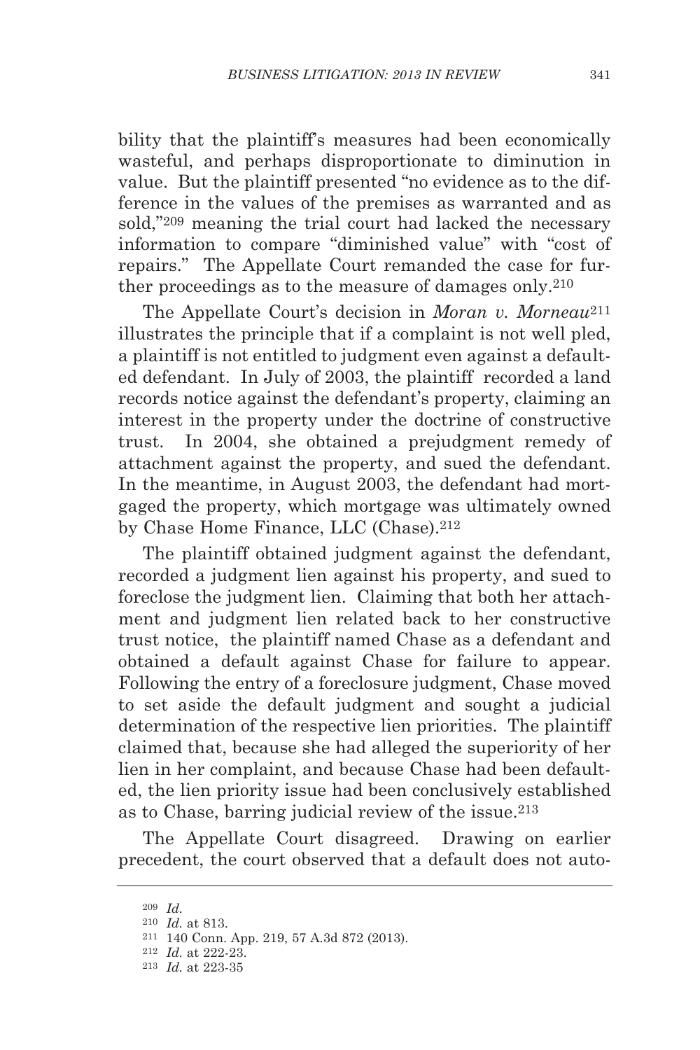bility that the plaintiff's measures had been economically wasteful, and perhaps disproportionate to diminution in value. But the plaintiff presented "no evidence as to the difference in the values of the premises as warranted and as sold,"[209] meaning the trial court had lacked the necessary information to compare "diminished value" with "cost of repairs." The Appellate Court remanded the case for further proceedings as to the measure of damages only.[210]

The Appellate Court's decision in *Moran v. Morneau*[211] illustrates the principle that if a complaint is not well pled, a plaintiff is not entitled to judgment even against a defaulted defendant. In July of 2003, the plaintiff recorded a land records notice against the defendant's property, claiming an interest in the property under the doctrine of constructive trust. In 2004, she obtained a prejudgment remedy of attachment against the property, and sued the defendant. In the meantime, in August 2003, the defendant had mortgaged the property, which mortgage was ultimately owned by Chase Home Finance, LLC (Chase).[212]

The plaintiff obtained judgment against the defendant, recorded a judgment lien against his property, and sued to foreclose the judgment lien. Claiming that both her attachment and judgment lien related back to her constructive trust notice, the plaintiff named Chase as a defendant and obtained a default against Chase for failure to appear. Following the entry of a foreclosure judgment, Chase moved to set aside the default judgment and sought a judicial determination of the respective lien priorities. The plaintiff claimed that, because she had alleged the superiority of her lien in her complaint, and because Chase had been defaulted, the lien priority issue had been conclusively established as to Chase, barring judicial review of the issue.[213]

The Appellate Court disagreed. Drawing on earlier precedent, the court observed that a default does not auto-

---

[209] *Id.*

[210] *Id.* at 813.

[211] 140 Conn. App. 219, 57 A.3d 872 (2013).

[212] *Id.* at 222-23.

[213] *Id.* at 223-35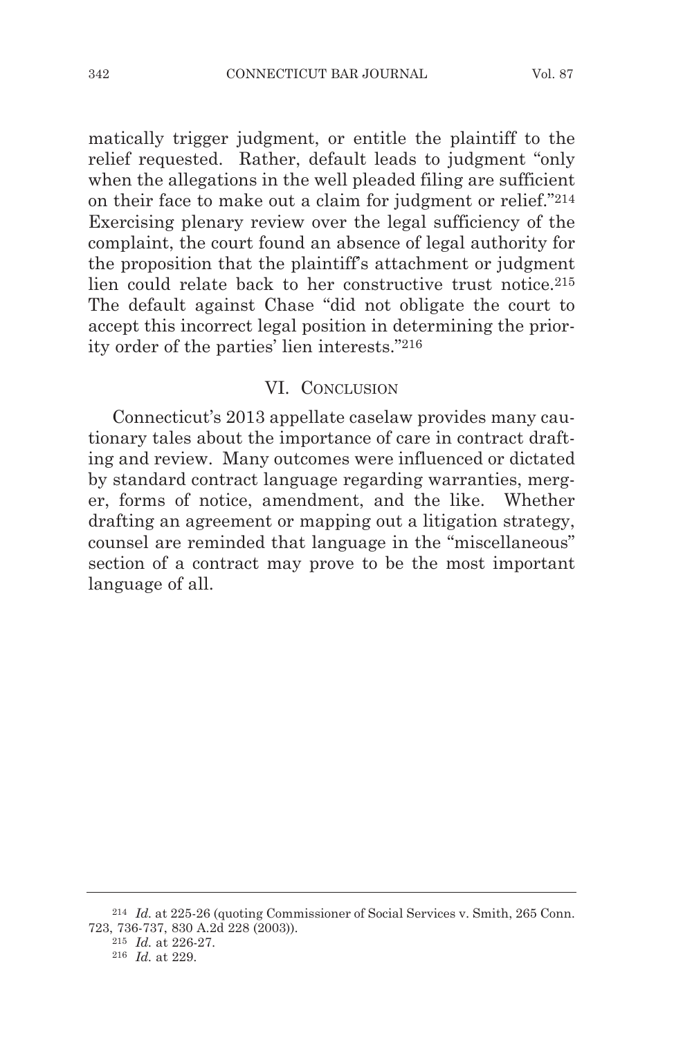matically trigger judgment, or entitle the plaintiff to the relief requested. Rather, default leads to judgment "only when the allegations in the well pleaded filing are sufficient on their face to make out a claim for judgment or relief."[214] Exercising plenary review over the legal sufficiency of the complaint, the court found an absence of legal authority for the proposition that the plaintiff's attachment or judgment lien could relate back to her constructive trust notice.[215] The default against Chase "did not obligate the court to accept this incorrect legal position in determining the priority order of the parties' lien interests."[216]

## VI. CONCLUSION

Connecticut's 2013 appellate caselaw provides many cautionary tales about the importance of care in contract drafting and review. Many outcomes were influenced or dictated by standard contract language regarding warranties, merger, forms of notice, amendment, and the like. Whether drafting an agreement or mapping out a litigation strategy, counsel are reminded that language in the "miscellaneous" section of a contract may prove to be the most important language of all.

---

[214] *Id.* at 225-26 (quoting Commissioner of Social Services v. Smith, 265 Conn. 723, 736-737, 830 A.2d 228 (2003)).

[215] *Id.* at 226-27.

[216] *Id.* at 229.